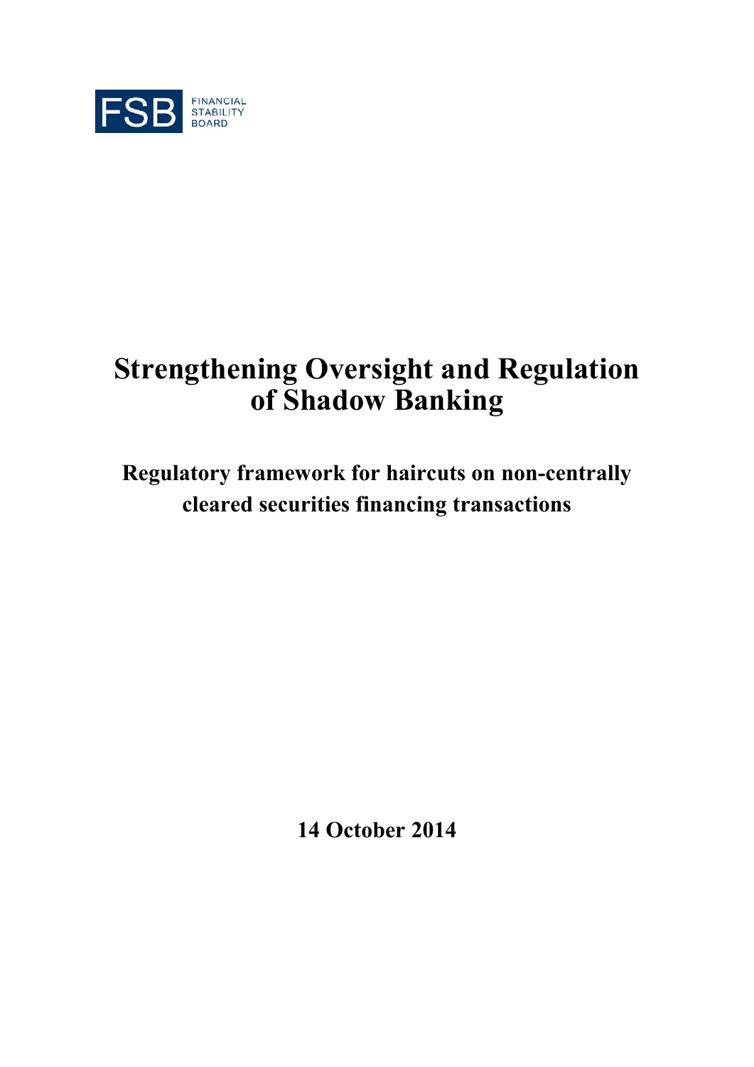FSB FINANCIAL STABILITY BOARD

# Strengthening Oversight and Regulation of Shadow Banking

## Regulatory framework for haircuts on non-centrally cleared securities financing transactions

**14 October 2014**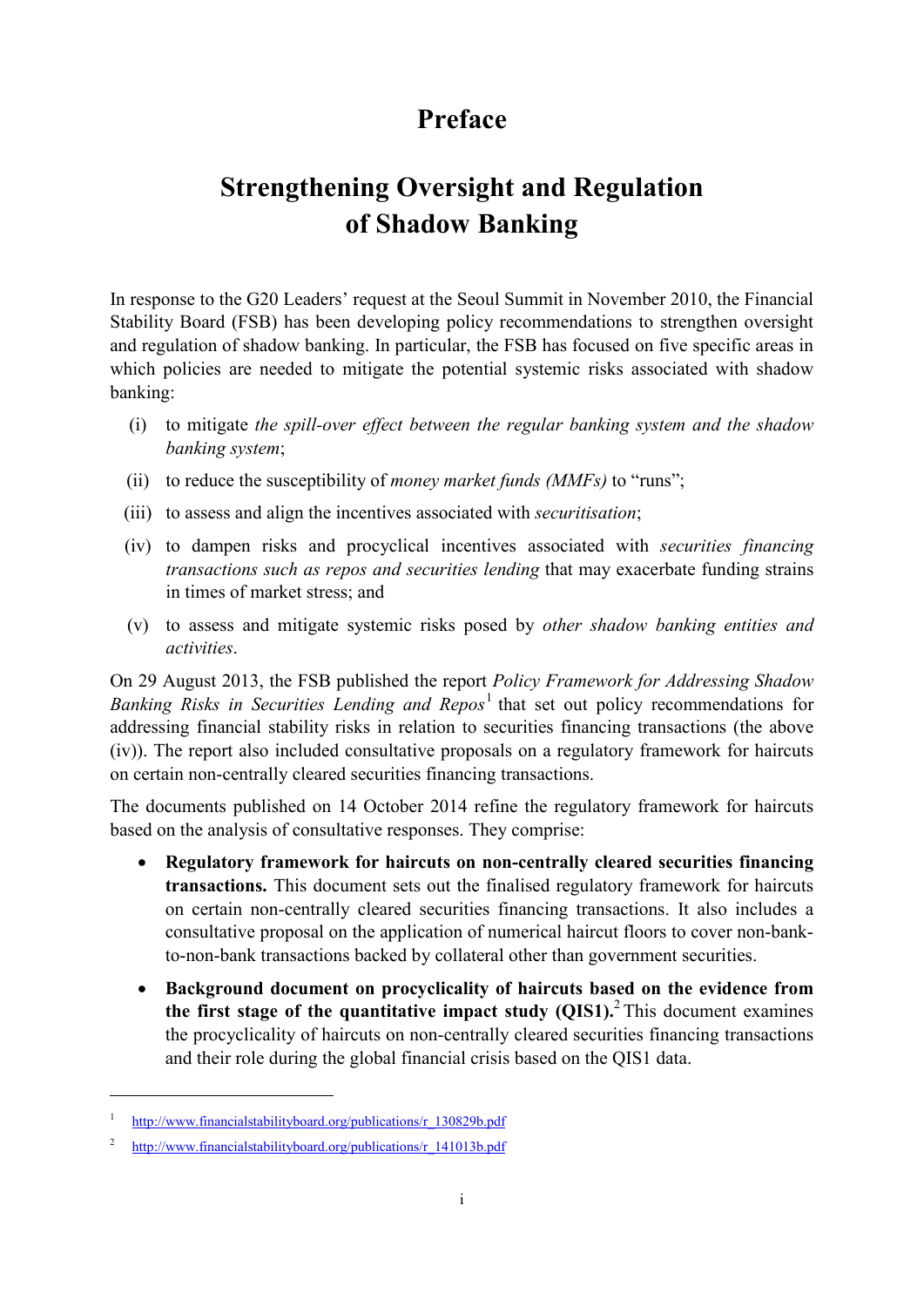# Preface

# Strengthening Oversight and Regulation of Shadow Banking

In response to the G20 Leaders' request at the Seoul Summit in November 2010, the Financial Stability Board (FSB) has been developing policy recommendations to strengthen oversight and regulation of shadow banking. In particular, the FSB has focused on five specific areas in which policies are needed to mitigate the potential systemic risks associated with shadow banking:

(i) to mitigate *the spill-over effect between the regular banking system and the shadow banking system*;

(ii) to reduce the susceptibility of *money market funds (MMFs)* to "runs";

(iii) to assess and align the incentives associated with *securitisation*;

(iv) to dampen risks and procyclical incentives associated with *securities financing transactions such as repos and securities lending* that may exacerbate funding strains in times of market stress; and

(v) to assess and mitigate systemic risks posed by *other shadow banking entities and activities*.

On 29 August 2013, the FSB published the report *Policy Framework for Addressing Shadow Banking Risks in Securities Lending and Repos*[1] that set out policy recommendations for addressing financial stability risks in relation to securities financing transactions (the above (iv)). The report also included consultative proposals on a regulatory framework for haircuts on certain non-centrally cleared securities financing transactions.

The documents published on 14 October 2014 refine the regulatory framework for haircuts based on the analysis of consultative responses. They comprise:

- **Regulatory framework for haircuts on non-centrally cleared securities financing transactions.** This document sets out the finalised regulatory framework for haircuts on certain non-centrally cleared securities financing transactions. It also includes a consultative proposal on the application of numerical haircut floors to cover non-bank-to-non-bank transactions backed by collateral other than government securities.
- **Background document on procyclicality of haircuts based on the evidence from the first stage of the quantitative impact study (QIS1).**[2] This document examines the procyclicality of haircuts on non-centrally cleared securities financing transactions and their role during the global financial crisis based on the QIS1 data.

---

[1] http://www.financialstabilityboard.org/publications/r_130829b.pdf

[2] http://www.financialstabilityboard.org/publications/r_141013b.pdf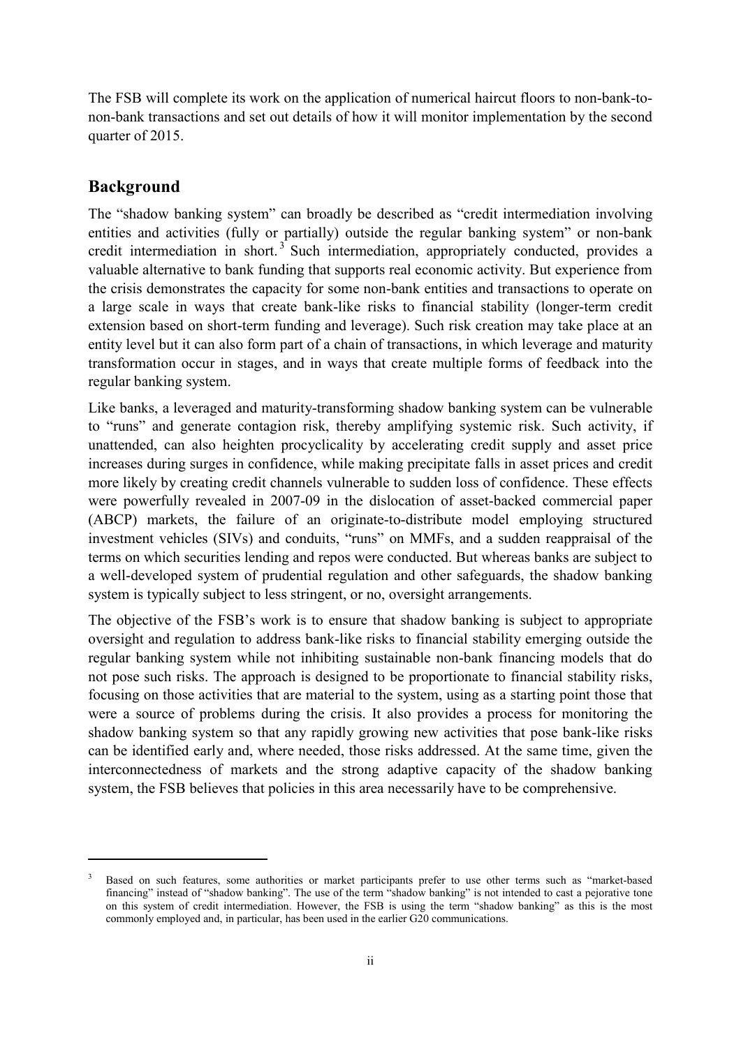The FSB will complete its work on the application of numerical haircut floors to non-bank-to-non-bank transactions and set out details of how it will monitor implementation by the second quarter of 2015.

## Background

The "shadow banking system" can broadly be described as "credit intermediation involving entities and activities (fully or partially) outside the regular banking system" or non-bank credit intermediation in short.[3] Such intermediation, appropriately conducted, provides a valuable alternative to bank funding that supports real economic activity. But experience from the crisis demonstrates the capacity for some non-bank entities and transactions to operate on a large scale in ways that create bank-like risks to financial stability (longer-term credit extension based on short-term funding and leverage). Such risk creation may take place at an entity level but it can also form part of a chain of transactions, in which leverage and maturity transformation occur in stages, and in ways that create multiple forms of feedback into the regular banking system.

Like banks, a leveraged and maturity-transforming shadow banking system can be vulnerable to "runs" and generate contagion risk, thereby amplifying systemic risk. Such activity, if unattended, can also heighten procyclicality by accelerating credit supply and asset price increases during surges in confidence, while making precipitate falls in asset prices and credit more likely by creating credit channels vulnerable to sudden loss of confidence. These effects were powerfully revealed in 2007-09 in the dislocation of asset-backed commercial paper (ABCP) markets, the failure of an originate-to-distribute model employing structured investment vehicles (SIVs) and conduits, "runs" on MMFs, and a sudden reappraisal of the terms on which securities lending and repos were conducted. But whereas banks are subject to a well-developed system of prudential regulation and other safeguards, the shadow banking system is typically subject to less stringent, or no, oversight arrangements.

The objective of the FSB's work is to ensure that shadow banking is subject to appropriate oversight and regulation to address bank-like risks to financial stability emerging outside the regular banking system while not inhibiting sustainable non-bank financing models that do not pose such risks. The approach is designed to be proportionate to financial stability risks, focusing on those activities that are material to the system, using as a starting point those that were a source of problems during the crisis. It also provides a process for monitoring the shadow banking system so that any rapidly growing new activities that pose bank-like risks can be identified early and, where needed, those risks addressed. At the same time, given the interconnectedness of markets and the strong adaptive capacity of the shadow banking system, the FSB believes that policies in this area necessarily have to be comprehensive.

---

[3] Based on such features, some authorities or market participants prefer to use other terms such as "market-based financing" instead of "shadow banking". The use of the term "shadow banking" is not intended to cast a pejorative tone on this system of credit intermediation. However, the FSB is using the term "shadow banking" as this is the most commonly employed and, in particular, has been used in the earlier G20 communications.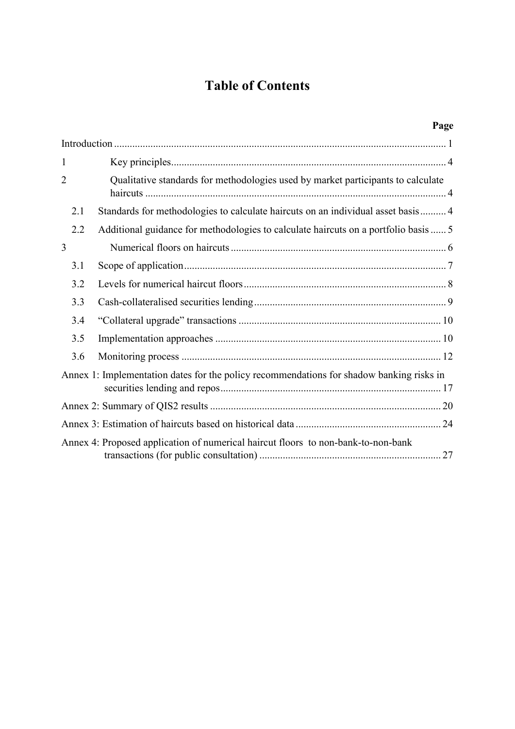# Table of Contents

| | | Page |
|---|---|---|
| Introduction | | 1 |
| 1 | Key principles | 4 |
| 2 | Qualitative standards for methodologies used by market participants to calculate haircuts | 4 |
| 2.1 | Standards for methodologies to calculate haircuts on an individual asset basis | 4 |
| 2.2 | Additional guidance for methodologies to calculate haircuts on a portfolio basis | 5 |
| 3 | Numerical floors on haircuts | 6 |
| 3.1 | Scope of application | 7 |
| 3.2 | Levels for numerical haircut floors | 8 |
| 3.3 | Cash-collateralised securities lending | 9 |
| 3.4 | "Collateral upgrade" transactions | 10 |
| 3.5 | Implementation approaches | 10 |
| 3.6 | Monitoring process | 12 |
| Annex 1: Implementation dates for the policy recommendations for shadow banking risks in securities lending and repos | | 17 |
| Annex 2: Summary of QIS2 results | | 20 |
| Annex 3: Estimation of haircuts based on historical data | | 24 |
| Annex 4: Proposed application of numerical haircut floors to non-bank-to-non-bank transactions (for public consultation) | | 27 |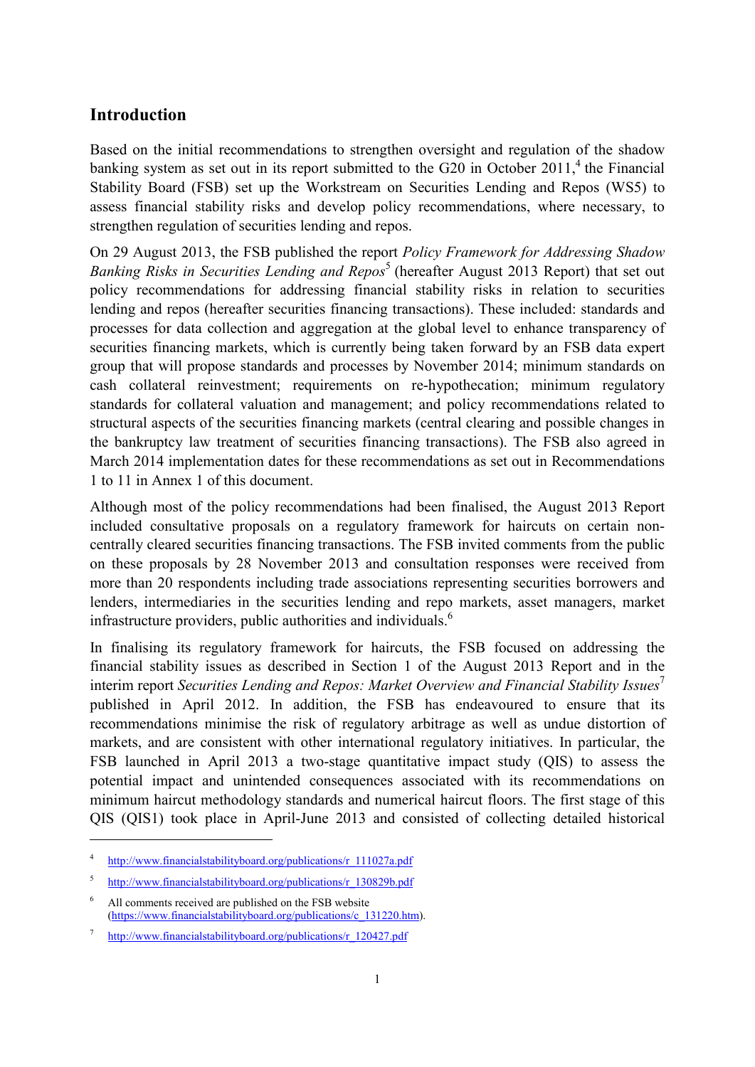## Introduction

Based on the initial recommendations to strengthen oversight and regulation of the shadow banking system as set out in its report submitted to the G20 in October 2011,[4] the Financial Stability Board (FSB) set up the Workstream on Securities Lending and Repos (WS5) to assess financial stability risks and develop policy recommendations, where necessary, to strengthen regulation of securities lending and repos.

On 29 August 2013, the FSB published the report *Policy Framework for Addressing Shadow Banking Risks in Securities Lending and Repos*[5] (hereafter August 2013 Report) that set out policy recommendations for addressing financial stability risks in relation to securities lending and repos (hereafter securities financing transactions). These included: standards and processes for data collection and aggregation at the global level to enhance transparency of securities financing markets, which is currently being taken forward by an FSB data expert group that will propose standards and processes by November 2014; minimum standards on cash collateral reinvestment; requirements on re-hypothecation; minimum regulatory standards for collateral valuation and management; and policy recommendations related to structural aspects of the securities financing markets (central clearing and possible changes in the bankruptcy law treatment of securities financing transactions). The FSB also agreed in March 2014 implementation dates for these recommendations as set out in Recommendations 1 to 11 in Annex 1 of this document.

Although most of the policy recommendations had been finalised, the August 2013 Report included consultative proposals on a regulatory framework for haircuts on certain non-centrally cleared securities financing transactions. The FSB invited comments from the public on these proposals by 28 November 2013 and consultation responses were received from more than 20 respondents including trade associations representing securities borrowers and lenders, intermediaries in the securities lending and repo markets, asset managers, market infrastructure providers, public authorities and individuals.[6]

In finalising its regulatory framework for haircuts, the FSB focused on addressing the financial stability issues as described in Section 1 of the August 2013 Report and in the interim report *Securities Lending and Repos: Market Overview and Financial Stability Issues*[7] published in April 2012. In addition, the FSB has endeavoured to ensure that its recommendations minimise the risk of regulatory arbitrage as well as undue distortion of markets, and are consistent with other international regulatory initiatives. In particular, the FSB launched in April 2013 a two-stage quantitative impact study (QIS) to assess the potential impact and unintended consequences associated with its recommendations on minimum haircut methodology standards and numerical haircut floors. The first stage of this QIS (QIS1) took place in April-June 2013 and consisted of collecting detailed historical

---

[4] http://www.financialstabilityboard.org/publications/r_111027a.pdf

[5] http://www.financialstabilityboard.org/publications/r_130829b.pdf

[6] All comments received are published on the FSB website (https://www.financialstabilityboard.org/publications/c_131220.htm).

[7] http://www.financialstabilityboard.org/publications/r_120427.pdf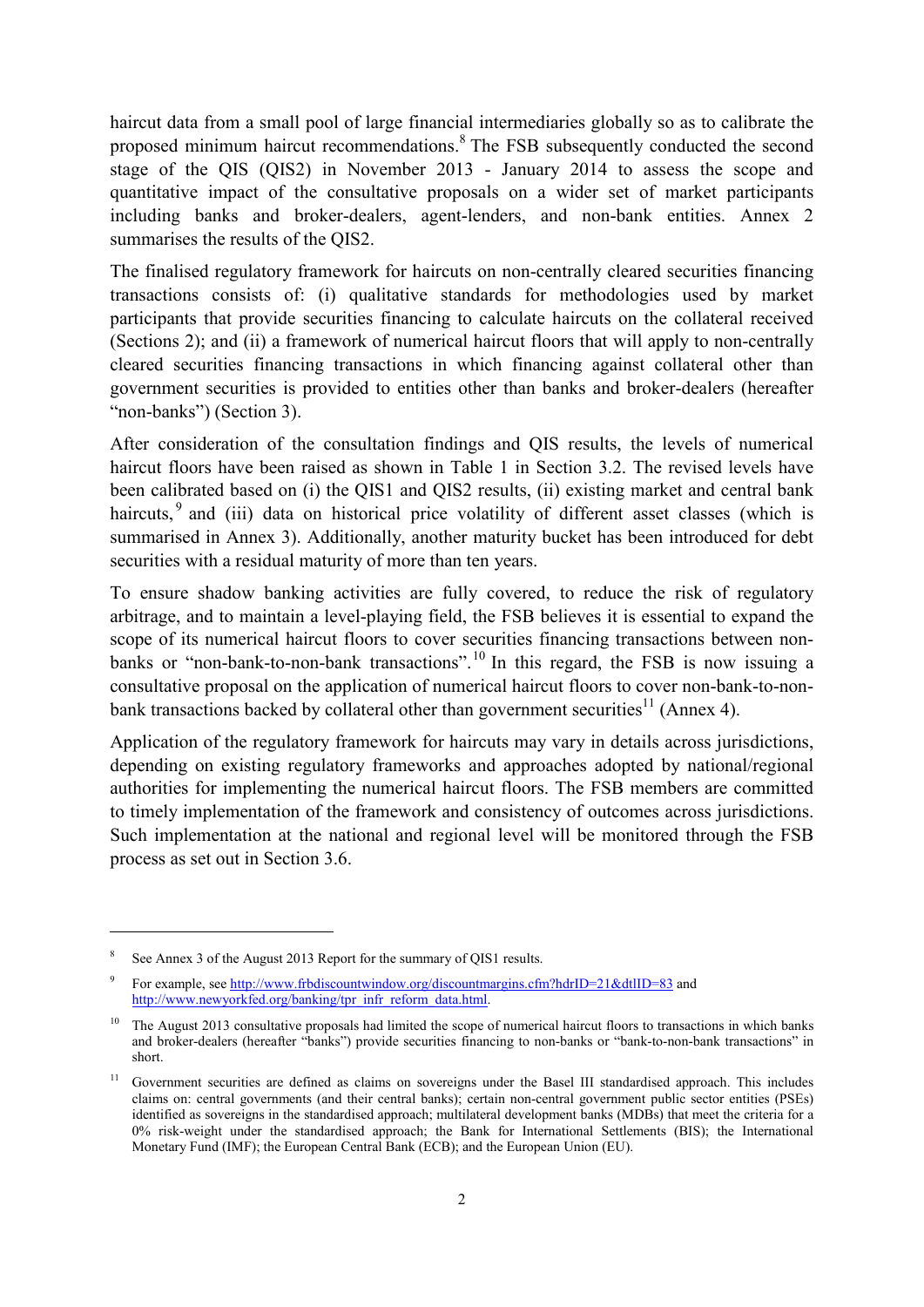haircut data from a small pool of large financial intermediaries globally so as to calibrate the proposed minimum haircut recommendations.[8] The FSB subsequently conducted the second stage of the QIS (QIS2) in November 2013 - January 2014 to assess the scope and quantitative impact of the consultative proposals on a wider set of market participants including banks and broker-dealers, agent-lenders, and non-bank entities. Annex 2 summarises the results of the QIS2.

The finalised regulatory framework for haircuts on non-centrally cleared securities financing transactions consists of: (i) qualitative standards for methodologies used by market participants that provide securities financing to calculate haircuts on the collateral received (Sections 2); and (ii) a framework of numerical haircut floors that will apply to non-centrally cleared securities financing transactions in which financing against collateral other than government securities is provided to entities other than banks and broker-dealers (hereafter "non-banks") (Section 3).

After consideration of the consultation findings and QIS results, the levels of numerical haircut floors have been raised as shown in Table 1 in Section 3.2. The revised levels have been calibrated based on (i) the QIS1 and QIS2 results, (ii) existing market and central bank haircuts,[9] and (iii) data on historical price volatility of different asset classes (which is summarised in Annex 3). Additionally, another maturity bucket has been introduced for debt securities with a residual maturity of more than ten years.

To ensure shadow banking activities are fully covered, to reduce the risk of regulatory arbitrage, and to maintain a level-playing field, the FSB believes it is essential to expand the scope of its numerical haircut floors to cover securities financing transactions between non-banks or "non-bank-to-non-bank transactions".[10] In this regard, the FSB is now issuing a consultative proposal on the application of numerical haircut floors to cover non-bank-to-non-bank transactions backed by collateral other than government securities[11] (Annex 4).

Application of the regulatory framework for haircuts may vary in details across jurisdictions, depending on existing regulatory frameworks and approaches adopted by national/regional authorities for implementing the numerical haircut floors. The FSB members are committed to timely implementation of the framework and consistency of outcomes across jurisdictions. Such implementation at the national and regional level will be monitored through the FSB process as set out in Section 3.6.

---

[8] See Annex 3 of the August 2013 Report for the summary of QIS1 results.

[9] For example, see http://www.frbdiscountwindow.org/discountmargins.cfm?hdrID=21&dtlID=83 and http://www.newyorkfed.org/banking/tpr_infr_reform_data.html.

[10] The August 2013 consultative proposals had limited the scope of numerical haircut floors to transactions in which banks and broker-dealers (hereafter "banks") provide securities financing to non-banks or "bank-to-non-bank transactions" in short.

[11] Government securities are defined as claims on sovereigns under the Basel III standardised approach. This includes claims on: central governments (and their central banks); certain non-central government public sector entities (PSEs) identified as sovereigns in the standardised approach; multilateral development banks (MDBs) that meet the criteria for a 0% risk-weight under the standardised approach; the Bank for International Settlements (BIS); the International Monetary Fund (IMF); the European Central Bank (ECB); and the European Union (EU).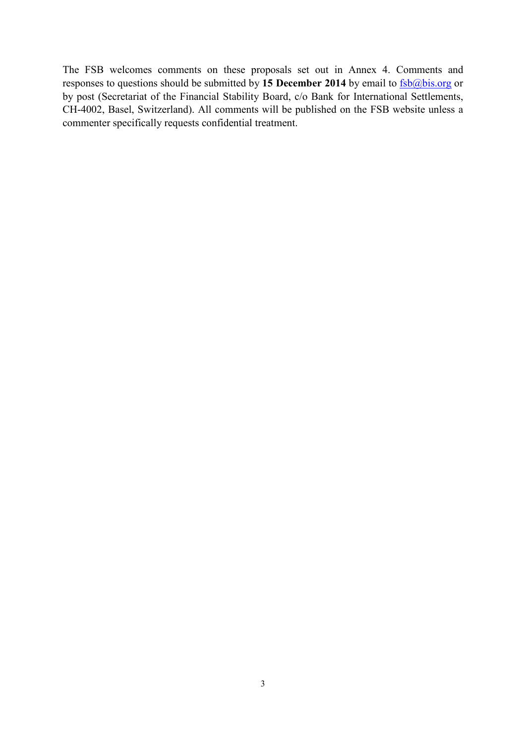The FSB welcomes comments on these proposals set out in Annex 4. Comments and responses to questions should be submitted by **15 December 2014** by email to fsb@bis.org or by post (Secretariat of the Financial Stability Board, c/o Bank for International Settlements, CH-4002, Basel, Switzerland). All comments will be published on the FSB website unless a commenter specifically requests confidential treatment.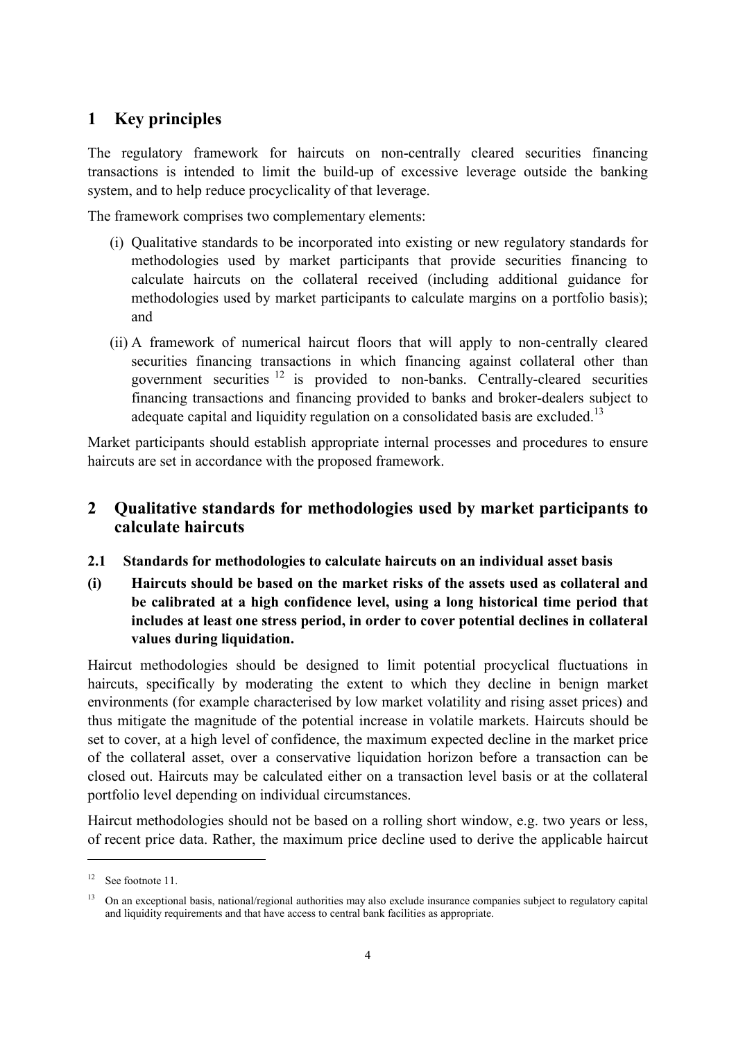# 1 Key principles

The regulatory framework for haircuts on non-centrally cleared securities financing transactions is intended to limit the build-up of excessive leverage outside the banking system, and to help reduce procyclicality of that leverage.

The framework comprises two complementary elements:

(i) Qualitative standards to be incorporated into existing or new regulatory standards for methodologies used by market participants that provide securities financing to calculate haircuts on the collateral received (including additional guidance for methodologies used by market participants to calculate margins on a portfolio basis); and

(ii) A framework of numerical haircut floors that will apply to non-centrally cleared securities financing transactions in which financing against collateral other than government securities [12] is provided to non-banks. Centrally-cleared securities financing transactions and financing provided to banks and broker-dealers subject to adequate capital and liquidity regulation on a consolidated basis are excluded.[13]

Market participants should establish appropriate internal processes and procedures to ensure haircuts are set in accordance with the proposed framework.

# 2 Qualitative standards for methodologies used by market participants to calculate haircuts

## 2.1 Standards for methodologies to calculate haircuts on an individual asset basis

**(i) Haircuts should be based on the market risks of the assets used as collateral and be calibrated at a high confidence level, using a long historical time period that includes at least one stress period, in order to cover potential declines in collateral values during liquidation.**

Haircut methodologies should be designed to limit potential procyclical fluctuations in haircuts, specifically by moderating the extent to which they decline in benign market environments (for example characterised by low market volatility and rising asset prices) and thus mitigate the magnitude of the potential increase in volatile markets. Haircuts should be set to cover, at a high level of confidence, the maximum expected decline in the market price of the collateral asset, over a conservative liquidation horizon before a transaction can be closed out. Haircuts may be calculated either on a transaction level basis or at the collateral portfolio level depending on individual circumstances.

Haircut methodologies should not be based on a rolling short window, e.g. two years or less, of recent price data. Rather, the maximum price decline used to derive the applicable haircut

---

[12] See footnote 11.

[13] On an exceptional basis, national/regional authorities may also exclude insurance companies subject to regulatory capital and liquidity requirements and that have access to central bank facilities as appropriate.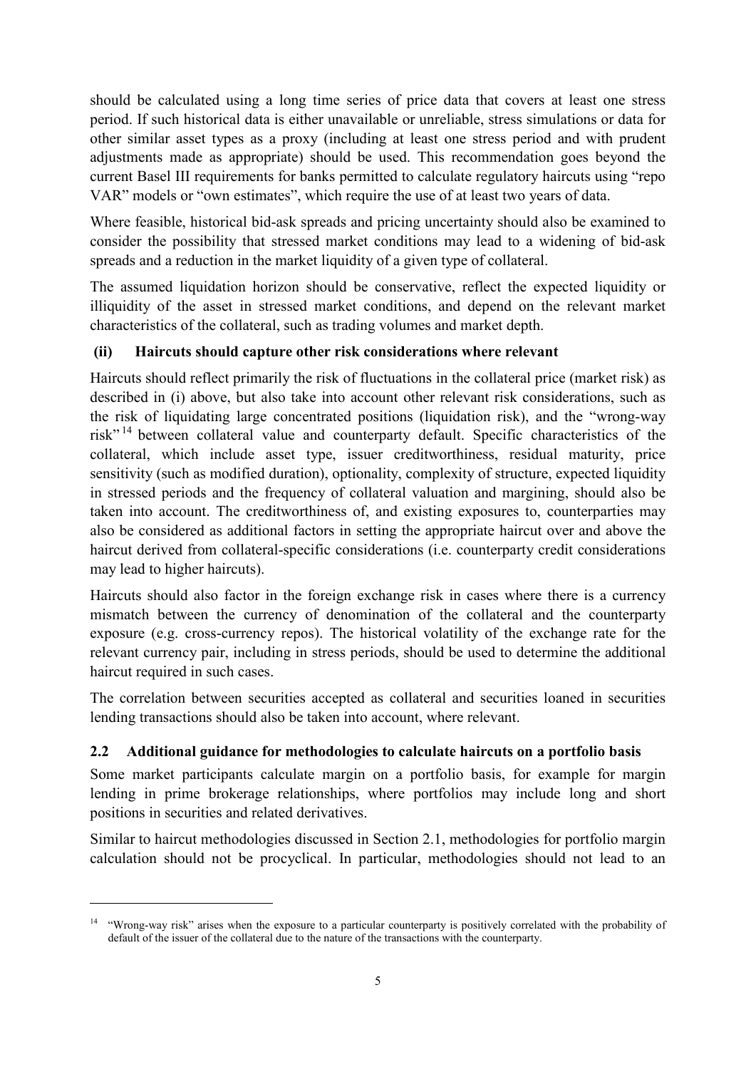should be calculated using a long time series of price data that covers at least one stress period. If such historical data is either unavailable or unreliable, stress simulations or data for other similar asset types as a proxy (including at least one stress period and with prudent adjustments made as appropriate) should be used. This recommendation goes beyond the current Basel III requirements for banks permitted to calculate regulatory haircuts using "repo VAR" models or "own estimates", which require the use of at least two years of data.

Where feasible, historical bid-ask spreads and pricing uncertainty should also be examined to consider the possibility that stressed market conditions may lead to a widening of bid-ask spreads and a reduction in the market liquidity of a given type of collateral.

The assumed liquidation horizon should be conservative, reflect the expected liquidity or illiquidity of the asset in stressed market conditions, and depend on the relevant market characteristics of the collateral, such as trading volumes and market depth.

#### (ii) Haircuts should capture other risk considerations where relevant

Haircuts should reflect primarily the risk of fluctuations in the collateral price (market risk) as described in (i) above, but also take into account other relevant risk considerations, such as the risk of liquidating large concentrated positions (liquidation risk), and the "wrong-way risk"[14] between collateral value and counterparty default. Specific characteristics of the collateral, which include asset type, issuer creditworthiness, residual maturity, price sensitivity (such as modified duration), optionality, complexity of structure, expected liquidity in stressed periods and the frequency of collateral valuation and margining, should also be taken into account. The creditworthiness of, and existing exposures to, counterparties may also be considered as additional factors in setting the appropriate haircut over and above the haircut derived from collateral-specific considerations (i.e. counterparty credit considerations may lead to higher haircuts).

Haircuts should also factor in the foreign exchange risk in cases where there is a currency mismatch between the currency of denomination of the collateral and the counterparty exposure (e.g. cross-currency repos). The historical volatility of the exchange rate for the relevant currency pair, including in stress periods, should be used to determine the additional haircut required in such cases.

The correlation between securities accepted as collateral and securities loaned in securities lending transactions should also be taken into account, where relevant.

### 2.2 Additional guidance for methodologies to calculate haircuts on a portfolio basis

Some market participants calculate margin on a portfolio basis, for example for margin lending in prime brokerage relationships, where portfolios may include long and short positions in securities and related derivatives.

Similar to haircut methodologies discussed in Section 2.1, methodologies for portfolio margin calculation should not be procyclical. In particular, methodologies should not lead to an

[14] "Wrong-way risk" arises when the exposure to a particular counterparty is positively correlated with the probability of default of the issuer of the collateral due to the nature of the transactions with the counterparty.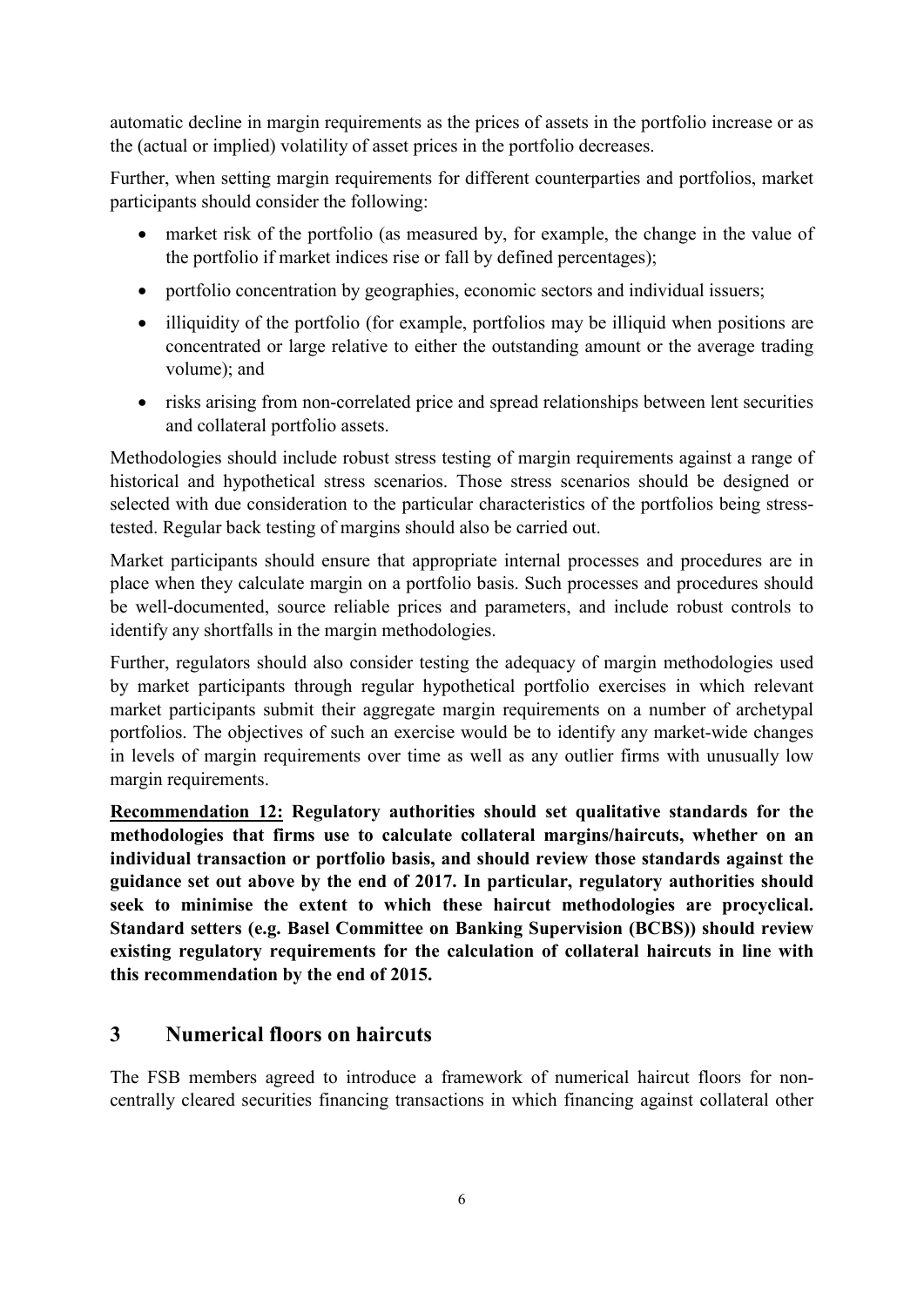automatic decline in margin requirements as the prices of assets in the portfolio increase or as the (actual or implied) volatility of asset prices in the portfolio decreases.

Further, when setting margin requirements for different counterparties and portfolios, market participants should consider the following:

- market risk of the portfolio (as measured by, for example, the change in the value of the portfolio if market indices rise or fall by defined percentages);
- portfolio concentration by geographies, economic sectors and individual issuers;
- illiquidity of the portfolio (for example, portfolios may be illiquid when positions are concentrated or large relative to either the outstanding amount or the average trading volume); and
- risks arising from non-correlated price and spread relationships between lent securities and collateral portfolio assets.

Methodologies should include robust stress testing of margin requirements against a range of historical and hypothetical stress scenarios. Those stress scenarios should be designed or selected with due consideration to the particular characteristics of the portfolios being stress-tested. Regular back testing of margins should also be carried out.

Market participants should ensure that appropriate internal processes and procedures are in place when they calculate margin on a portfolio basis. Such processes and procedures should be well-documented, source reliable prices and parameters, and include robust controls to identify any shortfalls in the margin methodologies.

Further, regulators should also consider testing the adequacy of margin methodologies used by market participants through regular hypothetical portfolio exercises in which relevant market participants submit their aggregate margin requirements on a number of archetypal portfolios. The objectives of such an exercise would be to identify any market-wide changes in levels of margin requirements over time as well as any outlier firms with unusually low margin requirements.

**<u>Recommendation 12:</u> Regulatory authorities should set qualitative standards for the methodologies that firms use to calculate collateral margins/haircuts, whether on an individual transaction or portfolio basis, and should review those standards against the guidance set out above by the end of 2017. In particular, regulatory authorities should seek to minimise the extent to which these haircut methodologies are procyclical. Standard setters (e.g. Basel Committee on Banking Supervision (BCBS)) should review existing regulatory requirements for the calculation of collateral haircuts in line with this recommendation by the end of 2015.**

## 3 Numerical floors on haircuts

The FSB members agreed to introduce a framework of numerical haircut floors for non-centrally cleared securities financing transactions in which financing against collateral other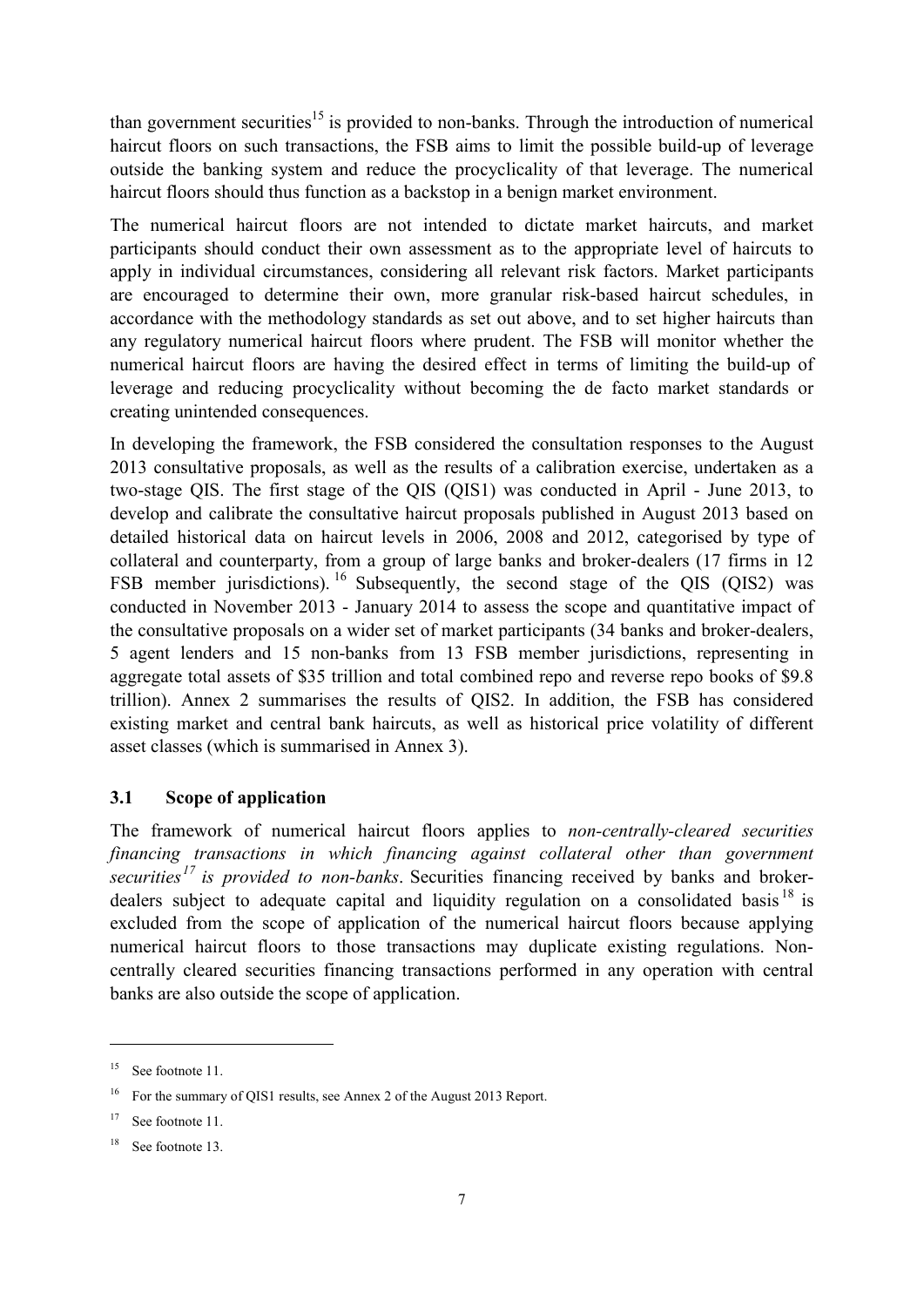than government securities[15] is provided to non-banks. Through the introduction of numerical haircut floors on such transactions, the FSB aims to limit the possible build-up of leverage outside the banking system and reduce the procyclicality of that leverage. The numerical haircut floors should thus function as a backstop in a benign market environment.

The numerical haircut floors are not intended to dictate market haircuts, and market participants should conduct their own assessment as to the appropriate level of haircuts to apply in individual circumstances, considering all relevant risk factors. Market participants are encouraged to determine their own, more granular risk-based haircut schedules, in accordance with the methodology standards as set out above, and to set higher haircuts than any regulatory numerical haircut floors where prudent. The FSB will monitor whether the numerical haircut floors are having the desired effect in terms of limiting the build-up of leverage and reducing procyclicality without becoming the de facto market standards or creating unintended consequences.

In developing the framework, the FSB considered the consultation responses to the August 2013 consultative proposals, as well as the results of a calibration exercise, undertaken as a two-stage QIS. The first stage of the QIS (QIS1) was conducted in April - June 2013, to develop and calibrate the consultative haircut proposals published in August 2013 based on detailed historical data on haircut levels in 2006, 2008 and 2012, categorised by type of collateral and counterparty, from a group of large banks and broker-dealers (17 firms in 12 FSB member jurisdictions).[16] Subsequently, the second stage of the QIS (QIS2) was conducted in November 2013 - January 2014 to assess the scope and quantitative impact of the consultative proposals on a wider set of market participants (34 banks and broker-dealers, 5 agent lenders and 15 non-banks from 13 FSB member jurisdictions, representing in aggregate total assets of $35 trillion and total combined repo and reverse repo books of $9.8 trillion). Annex 2 summarises the results of QIS2. In addition, the FSB has considered existing market and central bank haircuts, as well as historical price volatility of different asset classes (which is summarised in Annex 3).

### 3.1 Scope of application

The framework of numerical haircut floors applies to *non-centrally-cleared securities financing transactions in which financing against collateral other than government securities*[17] *is provided to non-banks*. Securities financing received by banks and broker-dealers subject to adequate capital and liquidity regulation on a consolidated basis[18] is excluded from the scope of application of the numerical haircut floors because applying numerical haircut floors to those transactions may duplicate existing regulations. Non-centrally cleared securities financing transactions performed in any operation with central banks are also outside the scope of application.

---

[15] See footnote 11.

[16] For the summary of QIS1 results, see Annex 2 of the August 2013 Report.

[17] See footnote 11.

[18] See footnote 13.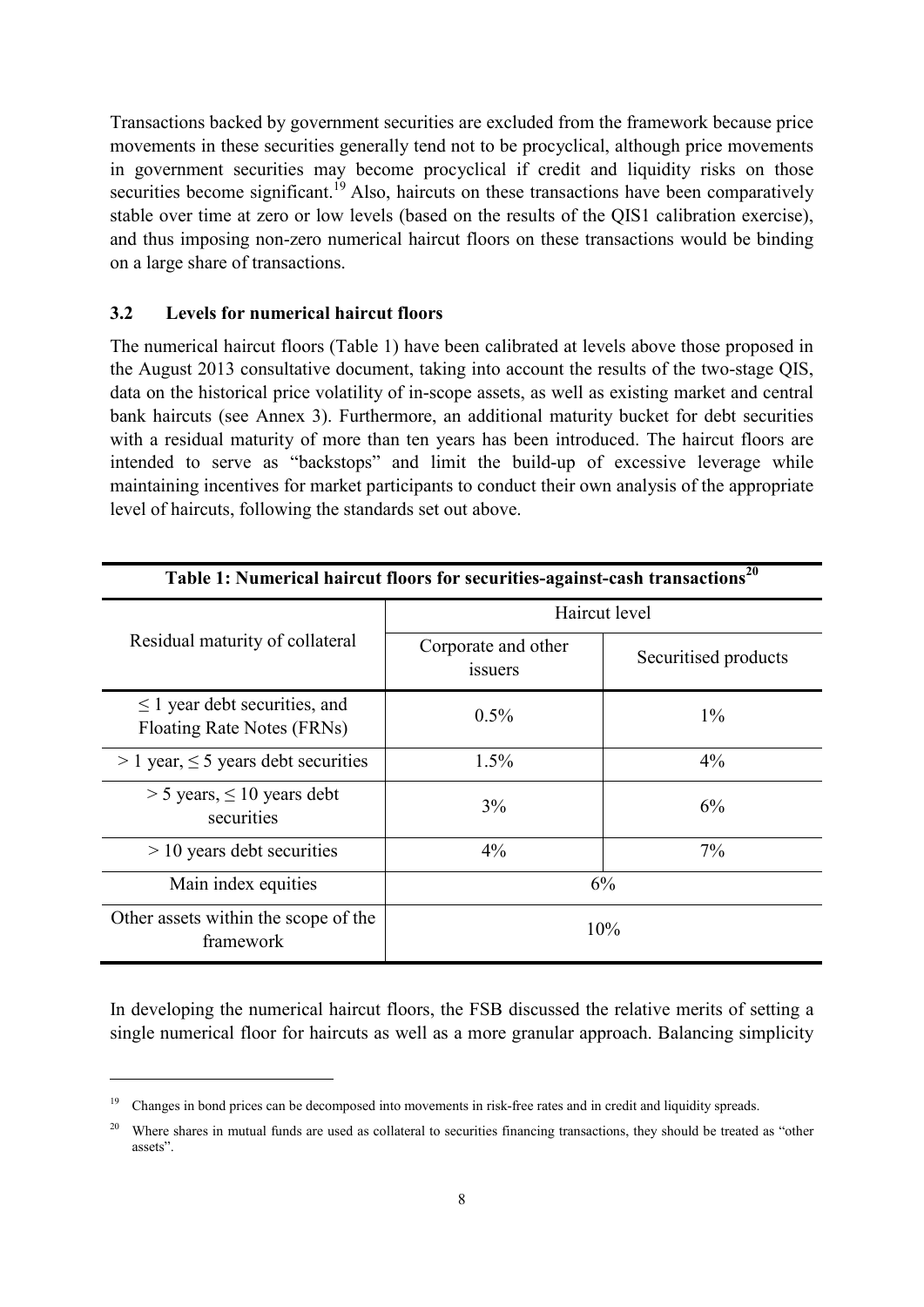Transactions backed by government securities are excluded from the framework because price movements in these securities generally tend not to be procyclical, although price movements in government securities may become procyclical if credit and liquidity risks on those securities become significant.[19] Also, haircuts on these transactions have been comparatively stable over time at zero or low levels (based on the results of the QIS1 calibration exercise), and thus imposing non-zero numerical haircut floors on these transactions would be binding on a large share of transactions.

### 3.2 Levels for numerical haircut floors

The numerical haircut floors (Table 1) have been calibrated at levels above those proposed in the August 2013 consultative document, taking into account the results of the two-stage QIS, data on the historical price volatility of in-scope assets, as well as existing market and central bank haircuts (see Annex 3). Furthermore, an additional maturity bucket for debt securities with a residual maturity of more than ten years has been introduced. The haircut floors are intended to serve as "backstops" and limit the build-up of excessive leverage while maintaining incentives for market participants to conduct their own analysis of the appropriate level of haircuts, following the standards set out above.

**Table 1: Numerical haircut floors for securities-against-cash transactions[20]**

| Residual maturity of collateral | Haircut level | |
|---|---|---|
| | Corporate and other issuers | Securitised products |
| ≤ 1 year debt securities, and Floating Rate Notes (FRNs) | 0.5% | 1% |
| > 1 year, ≤ 5 years debt securities | 1.5% | 4% |
| > 5 years, ≤ 10 years debt securities | 3% | 6% |
| > 10 years debt securities | 4% | 7% |
| Main index equities | 6% | |
| Other assets within the scope of the framework | 10% | |

In developing the numerical haircut floors, the FSB discussed the relative merits of setting a single numerical floor for haircuts as well as a more granular approach. Balancing simplicity

[19] Changes in bond prices can be decomposed into movements in risk-free rates and in credit and liquidity spreads.

[20] Where shares in mutual funds are used as collateral to securities financing transactions, they should be treated as "other assets".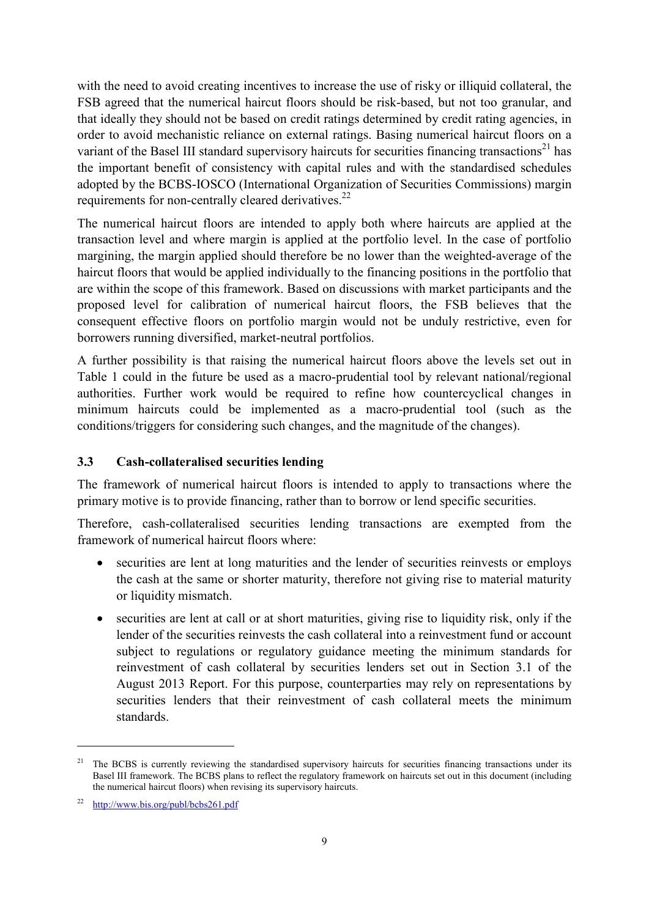with the need to avoid creating incentives to increase the use of risky or illiquid collateral, the FSB agreed that the numerical haircut floors should be risk-based, but not too granular, and that ideally they should not be based on credit ratings determined by credit rating agencies, in order to avoid mechanistic reliance on external ratings. Basing numerical haircut floors on a variant of the Basel III standard supervisory haircuts for securities financing transactions[21] has the important benefit of consistency with capital rules and with the standardised schedules adopted by the BCBS-IOSCO (International Organization of Securities Commissions) margin requirements for non-centrally cleared derivatives.[22]

The numerical haircut floors are intended to apply both where haircuts are applied at the transaction level and where margin is applied at the portfolio level. In the case of portfolio margining, the margin applied should therefore be no lower than the weighted-average of the haircut floors that would be applied individually to the financing positions in the portfolio that are within the scope of this framework. Based on discussions with market participants and the proposed level for calibration of numerical haircut floors, the FSB believes that the consequent effective floors on portfolio margin would not be unduly restrictive, even for borrowers running diversified, market-neutral portfolios.

A further possibility is that raising the numerical haircut floors above the levels set out in Table 1 could in the future be used as a macro-prudential tool by relevant national/regional authorities. Further work would be required to refine how countercyclical changes in minimum haircuts could be implemented as a macro-prudential tool (such as the conditions/triggers for considering such changes, and the magnitude of the changes).

### 3.3 Cash-collateralised securities lending

The framework of numerical haircut floors is intended to apply to transactions where the primary motive is to provide financing, rather than to borrow or lend specific securities.

Therefore, cash-collateralised securities lending transactions are exempted from the framework of numerical haircut floors where:

- securities are lent at long maturities and the lender of securities reinvests or employs the cash at the same or shorter maturity, therefore not giving rise to material maturity or liquidity mismatch.
- securities are lent at call or at short maturities, giving rise to liquidity risk, only if the lender of the securities reinvests the cash collateral into a reinvestment fund or account subject to regulations or regulatory guidance meeting the minimum standards for reinvestment of cash collateral by securities lenders set out in Section 3.1 of the August 2013 Report. For this purpose, counterparties may rely on representations by securities lenders that their reinvestment of cash collateral meets the minimum standards.

---

[21] The BCBS is currently reviewing the standardised supervisory haircuts for securities financing transactions under its Basel III framework. The BCBS plans to reflect the regulatory framework on haircuts set out in this document (including the numerical haircut floors) when revising its supervisory haircuts.

[22] http://www.bis.org/publ/bcbs261.pdf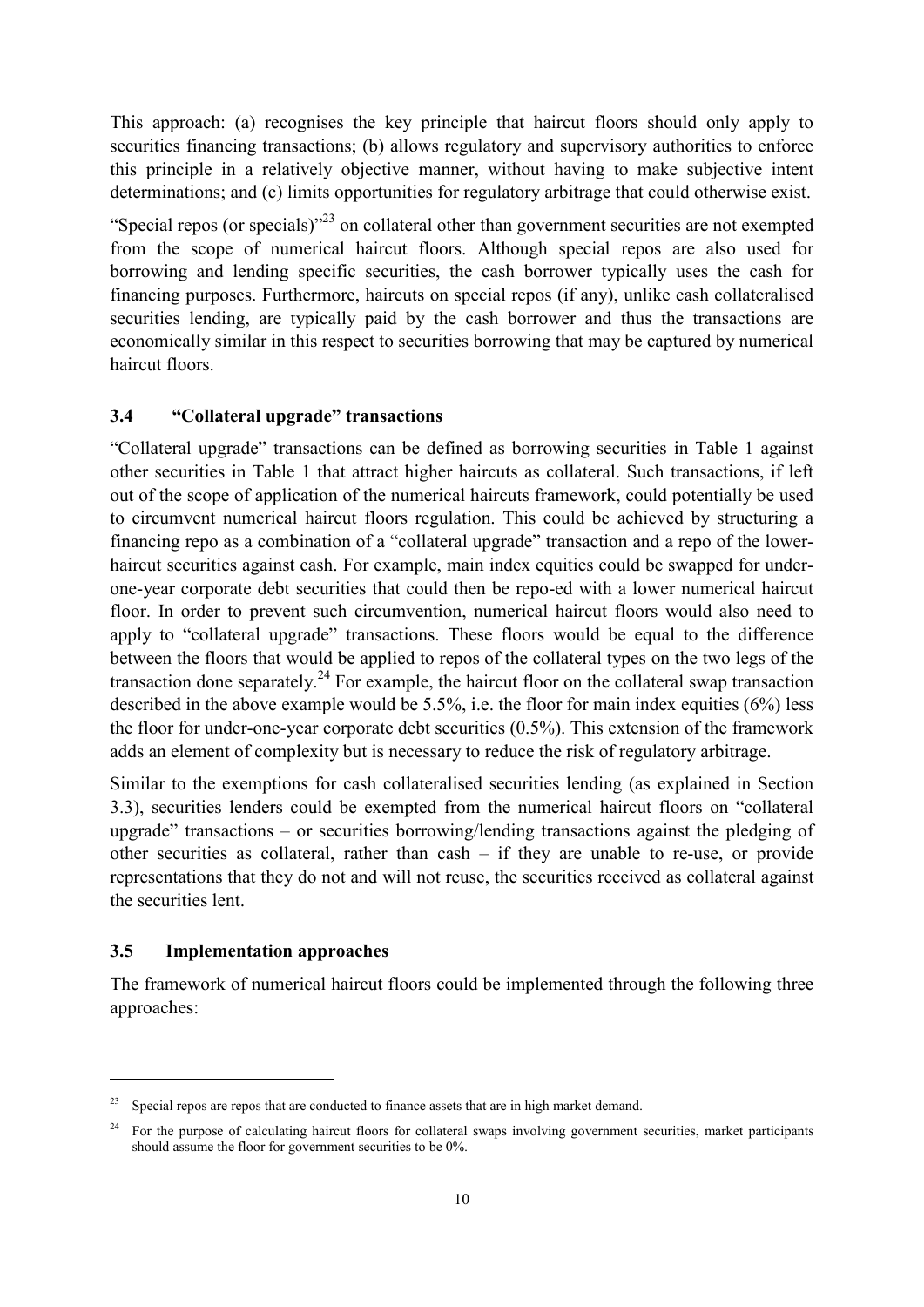This approach: (a) recognises the key principle that haircut floors should only apply to securities financing transactions; (b) allows regulatory and supervisory authorities to enforce this principle in a relatively objective manner, without having to make subjective intent determinations; and (c) limits opportunities for regulatory arbitrage that could otherwise exist.

"Special repos (or specials)"[23] on collateral other than government securities are not exempted from the scope of numerical haircut floors. Although special repos are also used for borrowing and lending specific securities, the cash borrower typically uses the cash for financing purposes. Furthermore, haircuts on special repos (if any), unlike cash collateralised securities lending, are typically paid by the cash borrower and thus the transactions are economically similar in this respect to securities borrowing that may be captured by numerical haircut floors.

### 3.4 "Collateral upgrade" transactions

"Collateral upgrade" transactions can be defined as borrowing securities in Table 1 against other securities in Table 1 that attract higher haircuts as collateral. Such transactions, if left out of the scope of application of the numerical haircuts framework, could potentially be used to circumvent numerical haircut floors regulation. This could be achieved by structuring a financing repo as a combination of a "collateral upgrade" transaction and a repo of the lower-haircut securities against cash. For example, main index equities could be swapped for under-one-year corporate debt securities that could then be repo-ed with a lower numerical haircut floor. In order to prevent such circumvention, numerical haircut floors would also need to apply to "collateral upgrade" transactions. These floors would be equal to the difference between the floors that would be applied to repos of the collateral types on the two legs of the transaction done separately.[24] For example, the haircut floor on the collateral swap transaction described in the above example would be 5.5%, i.e. the floor for main index equities (6%) less the floor for under-one-year corporate debt securities (0.5%). This extension of the framework adds an element of complexity but is necessary to reduce the risk of regulatory arbitrage.

Similar to the exemptions for cash collateralised securities lending (as explained in Section 3.3), securities lenders could be exempted from the numerical haircut floors on "collateral upgrade" transactions – or securities borrowing/lending transactions against the pledging of other securities as collateral, rather than cash – if they are unable to re-use, or provide representations that they do not and will not reuse, the securities received as collateral against the securities lent.

### 3.5 Implementation approaches

The framework of numerical haircut floors could be implemented through the following three approaches:

---

[23] Special repos are repos that are conducted to finance assets that are in high market demand.

[24] For the purpose of calculating haircut floors for collateral swaps involving government securities, market participants should assume the floor for government securities to be 0%.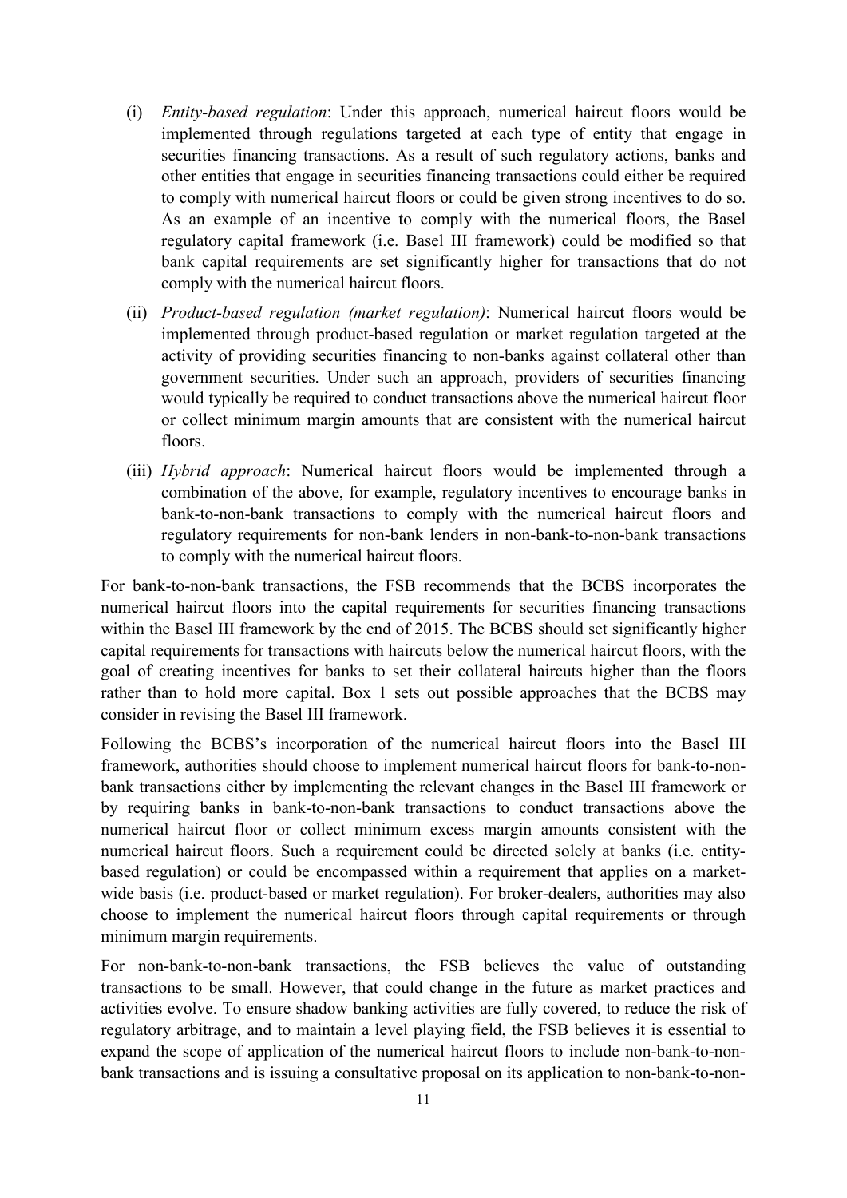(i) *Entity-based regulation*: Under this approach, numerical haircut floors would be implemented through regulations targeted at each type of entity that engage in securities financing transactions. As a result of such regulatory actions, banks and other entities that engage in securities financing transactions could either be required to comply with numerical haircut floors or could be given strong incentives to do so. As an example of an incentive to comply with the numerical floors, the Basel regulatory capital framework (i.e. Basel III framework) could be modified so that bank capital requirements are set significantly higher for transactions that do not comply with the numerical haircut floors.

(ii) *Product-based regulation (market regulation)*: Numerical haircut floors would be implemented through product-based regulation or market regulation targeted at the activity of providing securities financing to non-banks against collateral other than government securities. Under such an approach, providers of securities financing would typically be required to conduct transactions above the numerical haircut floor or collect minimum margin amounts that are consistent with the numerical haircut floors.

(iii) *Hybrid approach*: Numerical haircut floors would be implemented through a combination of the above, for example, regulatory incentives to encourage banks in bank-to-non-bank transactions to comply with the numerical haircut floors and regulatory requirements for non-bank lenders in non-bank-to-non-bank transactions to comply with the numerical haircut floors.

For bank-to-non-bank transactions, the FSB recommends that the BCBS incorporates the numerical haircut floors into the capital requirements for securities financing transactions within the Basel III framework by the end of 2015. The BCBS should set significantly higher capital requirements for transactions with haircuts below the numerical haircut floors, with the goal of creating incentives for banks to set their collateral haircuts higher than the floors rather than to hold more capital. Box 1 sets out possible approaches that the BCBS may consider in revising the Basel III framework.

Following the BCBS's incorporation of the numerical haircut floors into the Basel III framework, authorities should choose to implement numerical haircut floors for bank-to-non-bank transactions either by implementing the relevant changes in the Basel III framework or by requiring banks in bank-to-non-bank transactions to conduct transactions above the numerical haircut floor or collect minimum excess margin amounts consistent with the numerical haircut floors. Such a requirement could be directed solely at banks (i.e. entity-based regulation) or could be encompassed within a requirement that applies on a market-wide basis (i.e. product-based or market regulation). For broker-dealers, authorities may also choose to implement the numerical haircut floors through capital requirements or through minimum margin requirements.

For non-bank-to-non-bank transactions, the FSB believes the value of outstanding transactions to be small. However, that could change in the future as market practices and activities evolve. To ensure shadow banking activities are fully covered, to reduce the risk of regulatory arbitrage, and to maintain a level playing field, the FSB believes it is essential to expand the scope of application of the numerical haircut floors to include non-bank-to-non-bank transactions and is issuing a consultative proposal on its application to non-bank-to-non-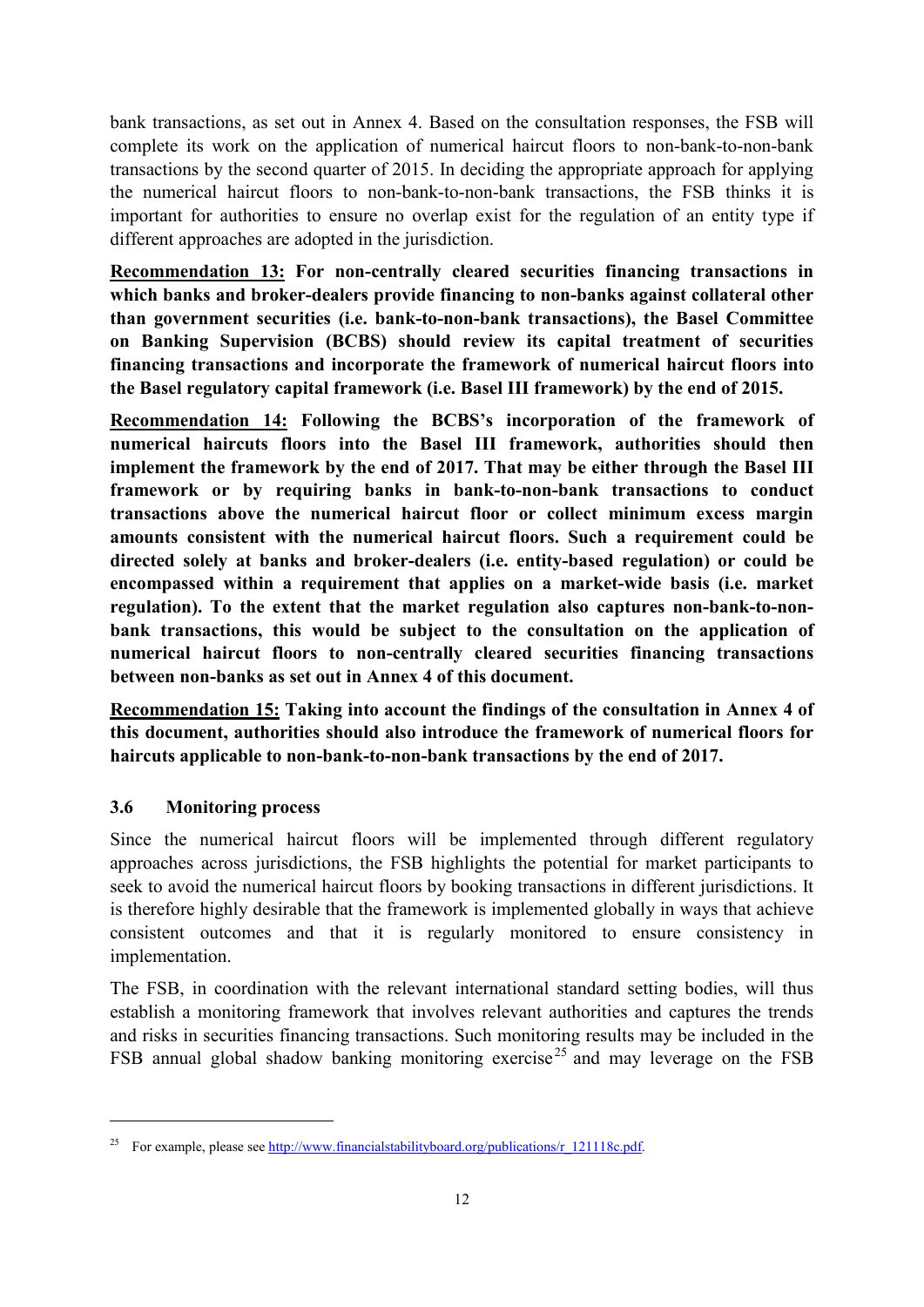bank transactions, as set out in Annex 4. Based on the consultation responses, the FSB will complete its work on the application of numerical haircut floors to non-bank-to-non-bank transactions by the second quarter of 2015. In deciding the appropriate approach for applying the numerical haircut floors to non-bank-to-non-bank transactions, the FSB thinks it is important for authorities to ensure no overlap exist for the regulation of an entity type if different approaches are adopted in the jurisdiction.

**Recommendation 13: For non-centrally cleared securities financing transactions in which banks and broker-dealers provide financing to non-banks against collateral other than government securities (i.e. bank-to-non-bank transactions), the Basel Committee on Banking Supervision (BCBS) should review its capital treatment of securities financing transactions and incorporate the framework of numerical haircut floors into the Basel regulatory capital framework (i.e. Basel III framework) by the end of 2015.**

**Recommendation 14: Following the BCBS's incorporation of the framework of numerical haircuts floors into the Basel III framework, authorities should then implement the framework by the end of 2017. That may be either through the Basel III framework or by requiring banks in bank-to-non-bank transactions to conduct transactions above the numerical haircut floor or collect minimum excess margin amounts consistent with the numerical haircut floors. Such a requirement could be directed solely at banks and broker-dealers (i.e. entity-based regulation) or could be encompassed within a requirement that applies on a market-wide basis (i.e. market regulation). To the extent that the market regulation also captures non-bank-to-non-bank transactions, this would be subject to the consultation on the application of numerical haircut floors to non-centrally cleared securities financing transactions between non-banks as set out in Annex 4 of this document.**

**Recommendation 15: Taking into account the findings of the consultation in Annex 4 of this document, authorities should also introduce the framework of numerical floors for haircuts applicable to non-bank-to-non-bank transactions by the end of 2017.**

### 3.6 Monitoring process

Since the numerical haircut floors will be implemented through different regulatory approaches across jurisdictions, the FSB highlights the potential for market participants to seek to avoid the numerical haircut floors by booking transactions in different jurisdictions. It is therefore highly desirable that the framework is implemented globally in ways that achieve consistent outcomes and that it is regularly monitored to ensure consistency in implementation.

The FSB, in coordination with the relevant international standard setting bodies, will thus establish a monitoring framework that involves relevant authorities and captures the trends and risks in securities financing transactions. Such monitoring results may be included in the FSB annual global shadow banking monitoring exercise[25] and may leverage on the FSB

[25] For example, please see http://www.financialstabilityboard.org/publications/r_121118c.pdf.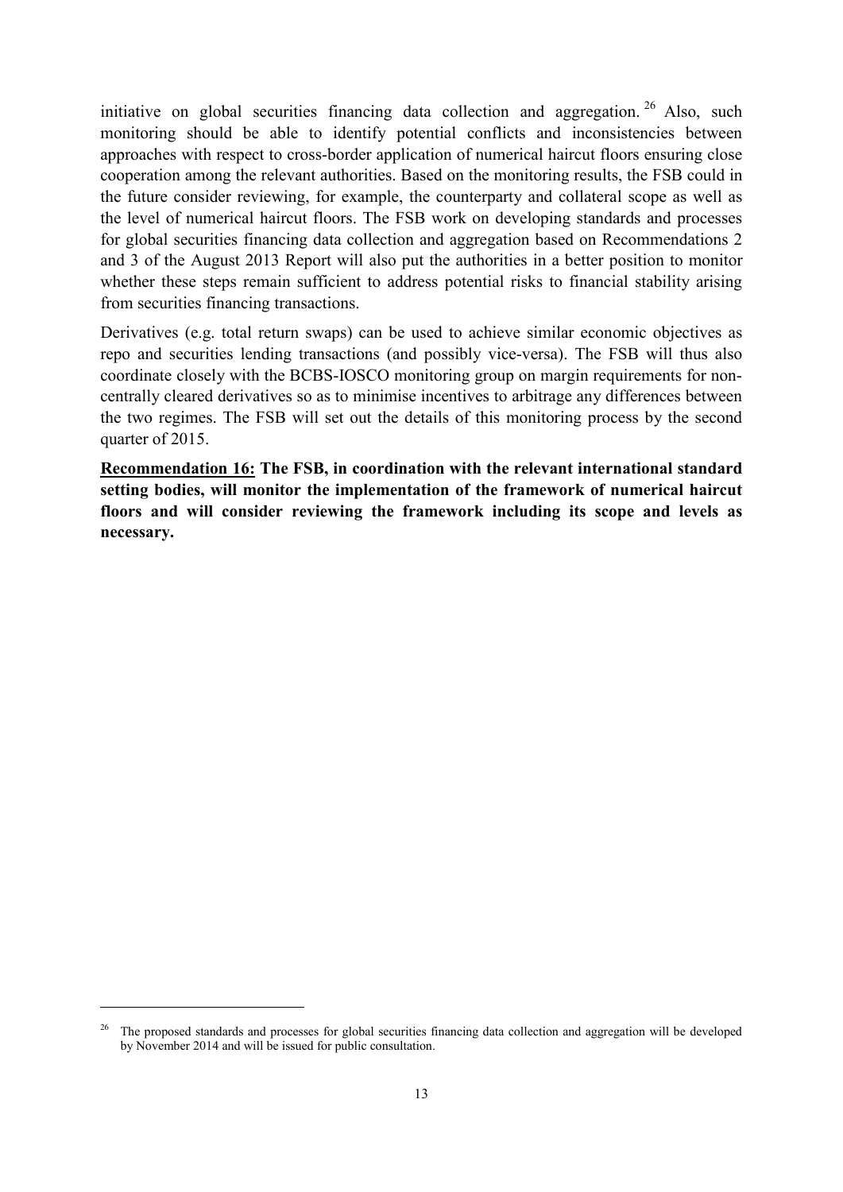initiative on global securities financing data collection and aggregation.[26] Also, such monitoring should be able to identify potential conflicts and inconsistencies between approaches with respect to cross-border application of numerical haircut floors ensuring close cooperation among the relevant authorities. Based on the monitoring results, the FSB could in the future consider reviewing, for example, the counterparty and collateral scope as well as the level of numerical haircut floors. The FSB work on developing standards and processes for global securities financing data collection and aggregation based on Recommendations 2 and 3 of the August 2013 Report will also put the authorities in a better position to monitor whether these steps remain sufficient to address potential risks to financial stability arising from securities financing transactions.

Derivatives (e.g. total return swaps) can be used to achieve similar economic objectives as repo and securities lending transactions (and possibly vice-versa). The FSB will thus also coordinate closely with the BCBS-IOSCO monitoring group on margin requirements for non-centrally cleared derivatives so as to minimise incentives to arbitrage any differences between the two regimes. The FSB will set out the details of this monitoring process by the second quarter of 2015.

**Recommendation 16: The FSB, in coordination with the relevant international standard setting bodies, will monitor the implementation of the framework of numerical haircut floors and will consider reviewing the framework including its scope and levels as necessary.**

[26] The proposed standards and processes for global securities financing data collection and aggregation will be developed by November 2014 and will be issued for public consultation.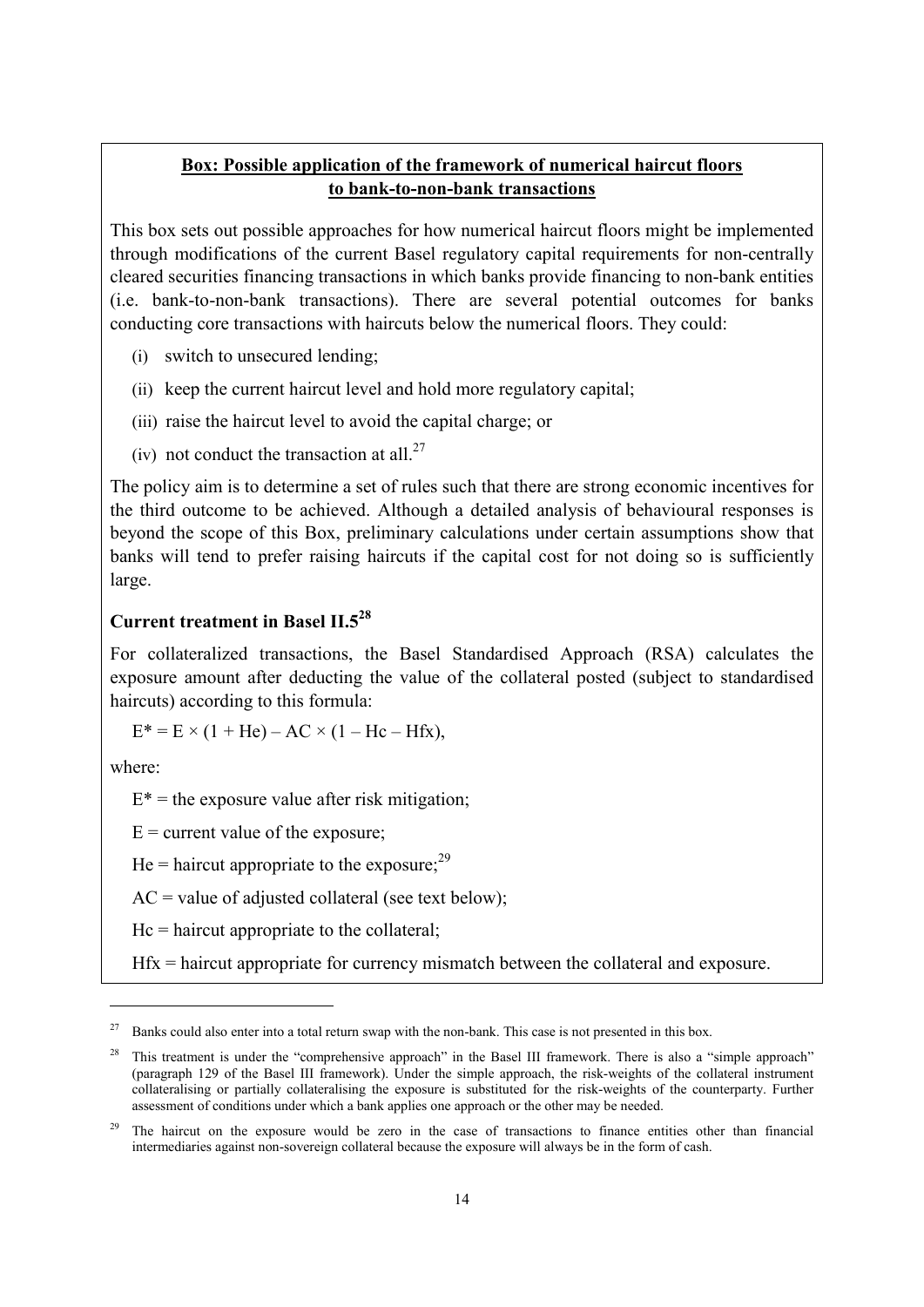**Box: Possible application of the framework of numerical haircut floors to bank-to-non-bank transactions**

This box sets out possible approaches for how numerical haircut floors might be implemented through modifications of the current Basel regulatory capital requirements for non-centrally cleared securities financing transactions in which banks provide financing to non-bank entities (i.e. bank-to-non-bank transactions). There are several potential outcomes for banks conducting core transactions with haircuts below the numerical floors. They could:

(i) switch to unsecured lending;

(ii) keep the current haircut level and hold more regulatory capital;

(iii) raise the haircut level to avoid the capital charge; or

(iv) not conduct the transaction at all.[27]

The policy aim is to determine a set of rules such that there are strong economic incentives for the third outcome to be achieved. Although a detailed analysis of behavioural responses is beyond the scope of this Box, preliminary calculations under certain assumptions show that banks will tend to prefer raising haircuts if the capital cost for not doing so is sufficiently large.

### Current treatment in Basel II.5[28]

For collateralized transactions, the Basel Standardised Approach (RSA) calculates the exposure amount after deducting the value of the collateral posted (subject to standardised haircuts) according to this formula:

$$E^* = E \times (1 + He) - AC \times (1 - Hc - Hfx),$$

where:

$E^*$ = the exposure value after risk mitigation;

$E$ = current value of the exposure;

$He$ = haircut appropriate to the exposure;[29]

$AC$ = value of adjusted collateral (see text below);

$Hc$ = haircut appropriate to the collateral;

$Hfx$ = haircut appropriate for currency mismatch between the collateral and exposure.

---

[27] Banks could also enter into a total return swap with the non-bank. This case is not presented in this box.

[28] This treatment is under the "comprehensive approach" in the Basel III framework. There is also a "simple approach" (paragraph 129 of the Basel III framework). Under the simple approach, the risk-weights of the collateral instrument collateralising or partially collateralising the exposure is substituted for the risk-weights of the counterparty. Further assessment of conditions under which a bank applies one approach or the other may be needed.

[29] The haircut on the exposure would be zero in the case of transactions to finance entities other than financial intermediaries against non-sovereign collateral because the exposure will always be in the form of cash.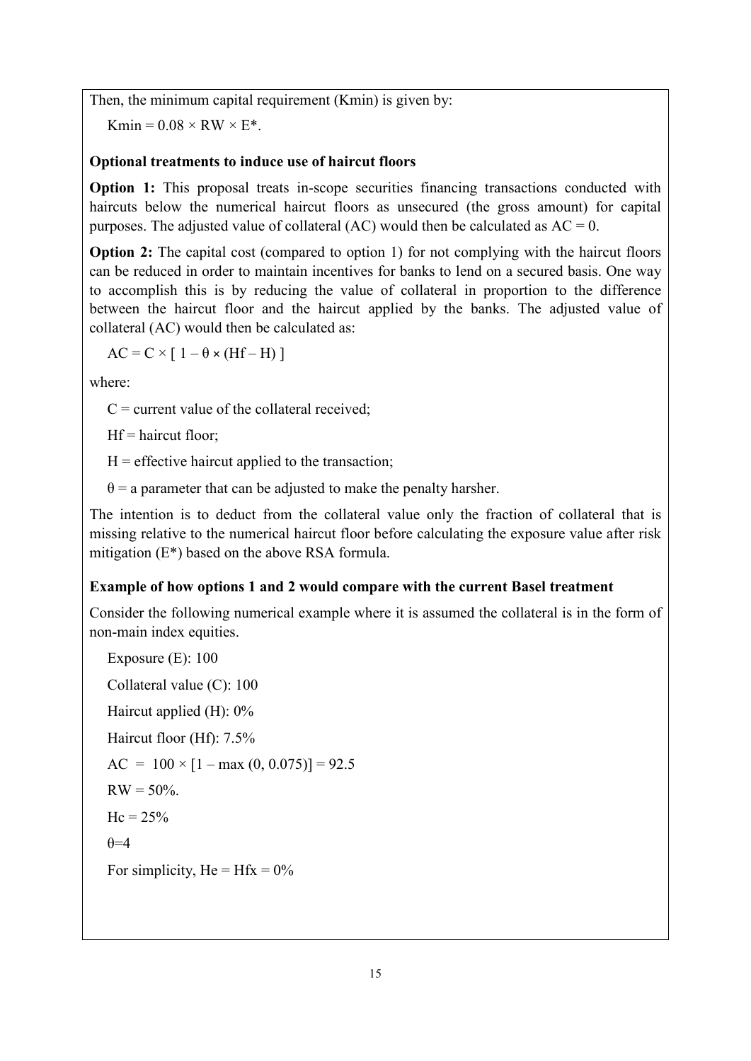Then, the minimum capital requirement (Kmin) is given by:

$$K_{min} = 0.08 \times RW \times E^*.$$

**Optional treatments to induce use of haircut floors**

**Option 1:** This proposal treats in-scope securities financing transactions conducted with haircuts below the numerical haircut floors as unsecured (the gross amount) for capital purposes. The adjusted value of collateral (AC) would then be calculated as $AC = 0$.

**Option 2:** The capital cost (compared to option 1) for not complying with the haircut floors can be reduced in order to maintain incentives for banks to lend on a secured basis. One way to accomplish this is by reducing the value of collateral in proportion to the difference between the haircut floor and the haircut applied by the banks. The adjusted value of collateral (AC) would then be calculated as:

$$AC = C \times [\, 1 - \theta \times (Hf - H) \,]$$

where:

$C$ = current value of the collateral received;

$Hf$ = haircut floor;

$H$ = effective haircut applied to the transaction;

$\theta$ = a parameter that can be adjusted to make the penalty harsher.

The intention is to deduct from the collateral value only the fraction of collateral that is missing relative to the numerical haircut floor before calculating the exposure value after risk mitigation ($E^*$) based on the above RSA formula.

**Example of how options 1 and 2 would compare with the current Basel treatment**

Consider the following numerical example where it is assumed the collateral is in the form of non-main index equities.

Exposure (E): 100

Collateral value (C): 100

Haircut applied (H): 0%

Haircut floor (Hf): 7.5%

$AC = 100 \times [1 - \max(0, 0.075)] = 92.5$

$RW = 50\%$.

$Hc = 25\%$

$\theta = 4$

For simplicity, $He = Hfx = 0\%$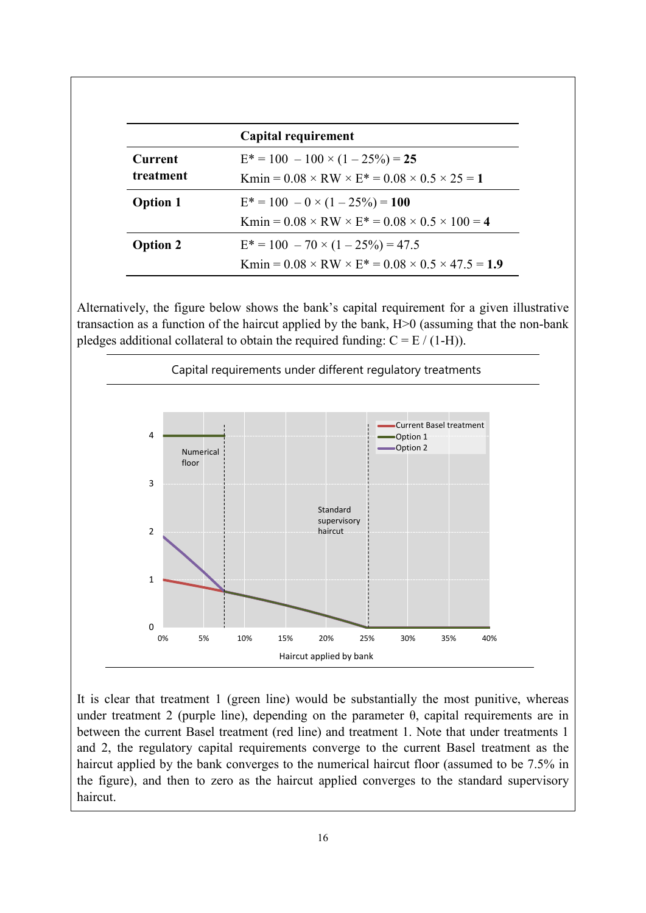| | Capital requirement |
|---|---|
| **Current treatment** | $E^* = 100 - 100 \times (1 - 25\%) = \mathbf{25}$<br>$K_{min} = 0.08 \times RW \times E^* = 0.08 \times 0.5 \times 25 = \mathbf{1}$ |
| **Option 1** | $E^* = 100 - 0 \times (1 - 25\%) = \mathbf{100}$<br>$K_{min} = 0.08 \times RW \times E^* = 0.08 \times 0.5 \times 100 = \mathbf{4}$ |
| **Option 2** | $E^* = 100 - 70 \times (1 - 25\%) = 47.5$<br>$K_{min} = 0.08 \times RW \times E^* = 0.08 \times 0.5 \times 47.5 = \mathbf{1.9}$ |

Alternatively, the figure below shows the bank's capital requirement for a given illustrative transaction as a function of the haircut applied by the bank, $H>0$ (assuming that the non-bank pledges additional collateral to obtain the required funding: $C = E / (1-H)$).

Capital requirements under different regulatory treatments

It is clear that treatment 1 (green line) would be substantially the most punitive, whereas under treatment 2 (purple line), depending on the parameter $\theta$, capital requirements are in between the current Basel treatment (red line) and treatment 1. Note that under treatments 1 and 2, the regulatory capital requirements converge to the current Basel treatment as the haircut applied by the bank converges to the numerical haircut floor (assumed to be 7.5% in the figure), and then to zero as the haircut applied converges to the standard supervisory haircut.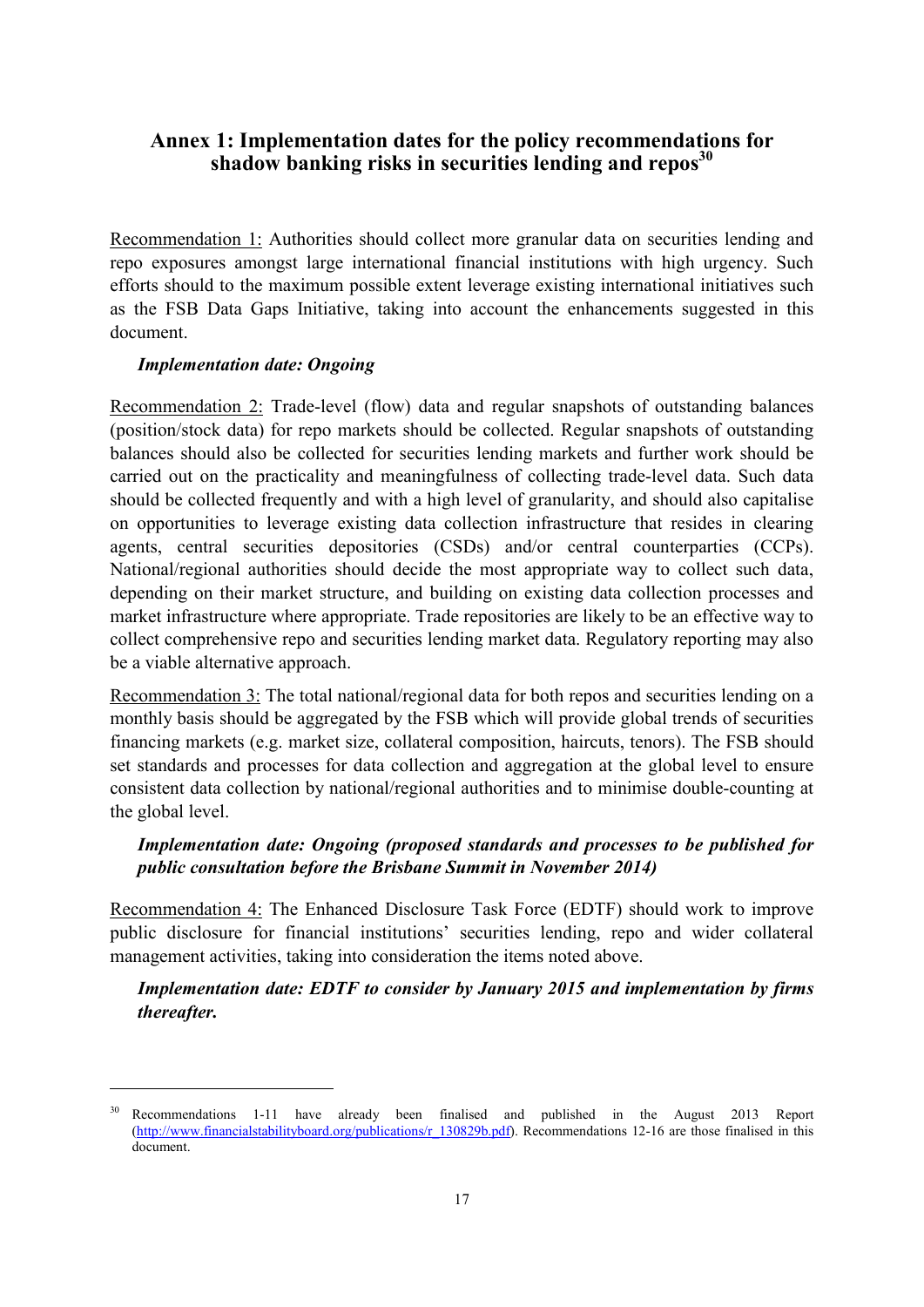## Annex 1: Implementation dates for the policy recommendations for shadow banking risks in securities lending and repos[30]

Recommendation 1: Authorities should collect more granular data on securities lending and repo exposures amongst large international financial institutions with high urgency. Such efforts should to the maximum possible extent leverage existing international initiatives such as the FSB Data Gaps Initiative, taking into account the enhancements suggested in this document.

***Implementation date: Ongoing***

Recommendation 2: Trade-level (flow) data and regular snapshots of outstanding balances (position/stock data) for repo markets should be collected. Regular snapshots of outstanding balances should also be collected for securities lending markets and further work should be carried out on the practicality and meaningfulness of collecting trade-level data. Such data should be collected frequently and with a high level of granularity, and should also capitalise on opportunities to leverage existing data collection infrastructure that resides in clearing agents, central securities depositories (CSDs) and/or central counterparties (CCPs). National/regional authorities should decide the most appropriate way to collect such data, depending on their market structure, and building on existing data collection processes and market infrastructure where appropriate. Trade repositories are likely to be an effective way to collect comprehensive repo and securities lending market data. Regulatory reporting may also be a viable alternative approach.

Recommendation 3: The total national/regional data for both repos and securities lending on a monthly basis should be aggregated by the FSB which will provide global trends of securities financing markets (e.g. market size, collateral composition, haircuts, tenors). The FSB should set standards and processes for data collection and aggregation at the global level to ensure consistent data collection by national/regional authorities and to minimise double-counting at the global level.

***Implementation date: Ongoing (proposed standards and processes to be published for public consultation before the Brisbane Summit in November 2014)***

Recommendation 4: The Enhanced Disclosure Task Force (EDTF) should work to improve public disclosure for financial institutions' securities lending, repo and wider collateral management activities, taking into consideration the items noted above.

***Implementation date: EDTF to consider by January 2015 and implementation by firms thereafter.***

---

[30] Recommendations 1-11 have already been finalised and published in the August 2013 Report (http://www.financialstabilityboard.org/publications/r_130829b.pdf). Recommendations 12-16 are those finalised in this document.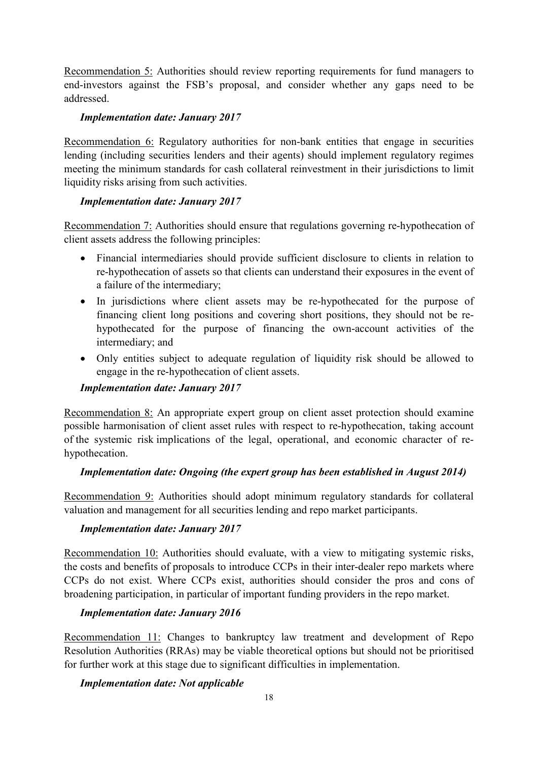Recommendation 5: Authorities should review reporting requirements for fund managers to end-investors against the FSB's proposal, and consider whether any gaps need to be addressed.

***Implementation date: January 2017***

Recommendation 6: Regulatory authorities for non-bank entities that engage in securities lending (including securities lenders and their agents) should implement regulatory regimes meeting the minimum standards for cash collateral reinvestment in their jurisdictions to limit liquidity risks arising from such activities.

***Implementation date: January 2017***

Recommendation 7: Authorities should ensure that regulations governing re-hypothecation of client assets address the following principles:

- Financial intermediaries should provide sufficient disclosure to clients in relation to re-hypothecation of assets so that clients can understand their exposures in the event of a failure of the intermediary;
- In jurisdictions where client assets may be re-hypothecated for the purpose of financing client long positions and covering short positions, they should not be re-hypothecated for the purpose of financing the own-account activities of the intermediary; and
- Only entities subject to adequate regulation of liquidity risk should be allowed to engage in the re-hypothecation of client assets.

***Implementation date: January 2017***

Recommendation 8: An appropriate expert group on client asset protection should examine possible harmonisation of client asset rules with respect to re-hypothecation, taking account of the systemic risk implications of the legal, operational, and economic character of re-hypothecation.

***Implementation date: Ongoing (the expert group has been established in August 2014)***

Recommendation 9: Authorities should adopt minimum regulatory standards for collateral valuation and management for all securities lending and repo market participants.

***Implementation date: January 2017***

Recommendation 10: Authorities should evaluate, with a view to mitigating systemic risks, the costs and benefits of proposals to introduce CCPs in their inter-dealer repo markets where CCPs do not exist. Where CCPs exist, authorities should consider the pros and cons of broadening participation, in particular of important funding providers in the repo market.

***Implementation date: January 2016***

Recommendation 11: Changes to bankruptcy law treatment and development of Repo Resolution Authorities (RRAs) may be viable theoretical options but should not be prioritised for further work at this stage due to significant difficulties in implementation.

***Implementation date: Not applicable***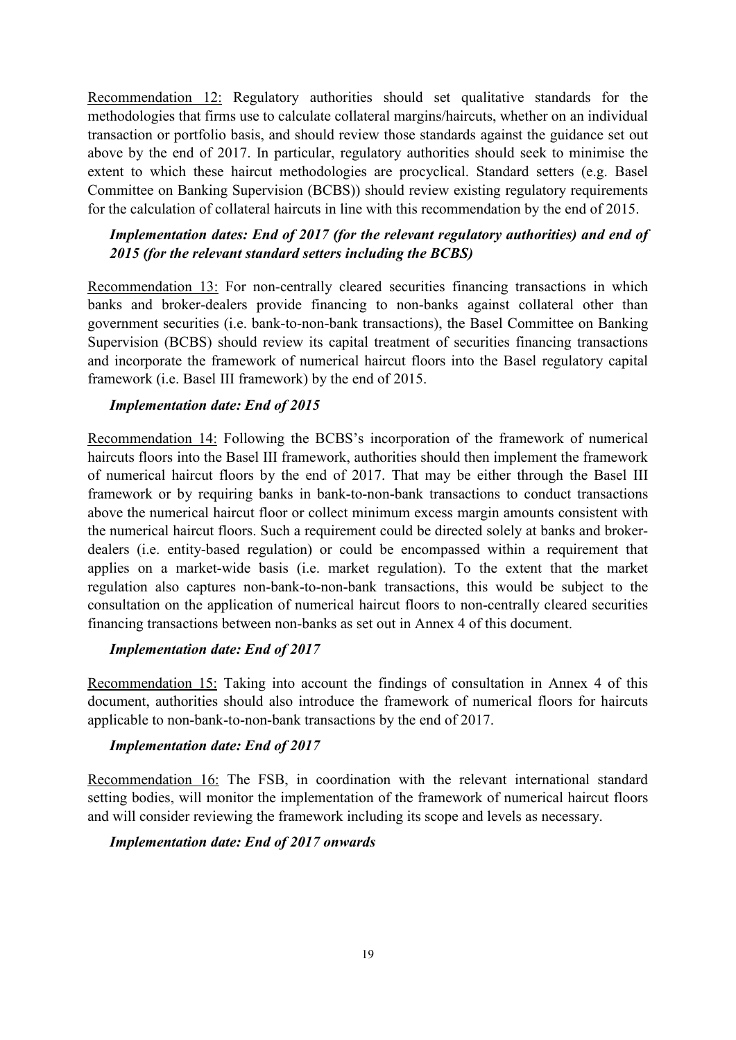<u>Recommendation 12:</u> Regulatory authorities should set qualitative standards for the methodologies that firms use to calculate collateral margins/haircuts, whether on an individual transaction or portfolio basis, and should review those standards against the guidance set out above by the end of 2017. In particular, regulatory authorities should seek to minimise the extent to which these haircut methodologies are procyclical. Standard setters (e.g. Basel Committee on Banking Supervision (BCBS)) should review existing regulatory requirements for the calculation of collateral haircuts in line with this recommendation by the end of 2015.

***Implementation dates: End of 2017 (for the relevant regulatory authorities) and end of 2015 (for the relevant standard setters including the BCBS)***

<u>Recommendation 13:</u> For non-centrally cleared securities financing transactions in which banks and broker-dealers provide financing to non-banks against collateral other than government securities (i.e. bank-to-non-bank transactions), the Basel Committee on Banking Supervision (BCBS) should review its capital treatment of securities financing transactions and incorporate the framework of numerical haircut floors into the Basel regulatory capital framework (i.e. Basel III framework) by the end of 2015.

***Implementation date: End of 2015***

<u>Recommendation 14:</u> Following the BCBS's incorporation of the framework of numerical haircuts floors into the Basel III framework, authorities should then implement the framework of numerical haircut floors by the end of 2017. That may be either through the Basel III framework or by requiring banks in bank-to-non-bank transactions to conduct transactions above the numerical haircut floor or collect minimum excess margin amounts consistent with the numerical haircut floors. Such a requirement could be directed solely at banks and broker-dealers (i.e. entity-based regulation) or could be encompassed within a requirement that applies on a market-wide basis (i.e. market regulation). To the extent that the market regulation also captures non-bank-to-non-bank transactions, this would be subject to the consultation on the application of numerical haircut floors to non-centrally cleared securities financing transactions between non-banks as set out in Annex 4 of this document.

***Implementation date: End of 2017***

<u>Recommendation 15:</u> Taking into account the findings of consultation in Annex 4 of this document, authorities should also introduce the framework of numerical floors for haircuts applicable to non-bank-to-non-bank transactions by the end of 2017.

***Implementation date: End of 2017***

<u>Recommendation 16:</u> The FSB, in coordination with the relevant international standard setting bodies, will monitor the implementation of the framework of numerical haircut floors and will consider reviewing the framework including its scope and levels as necessary.

***Implementation date: End of 2017 onwards***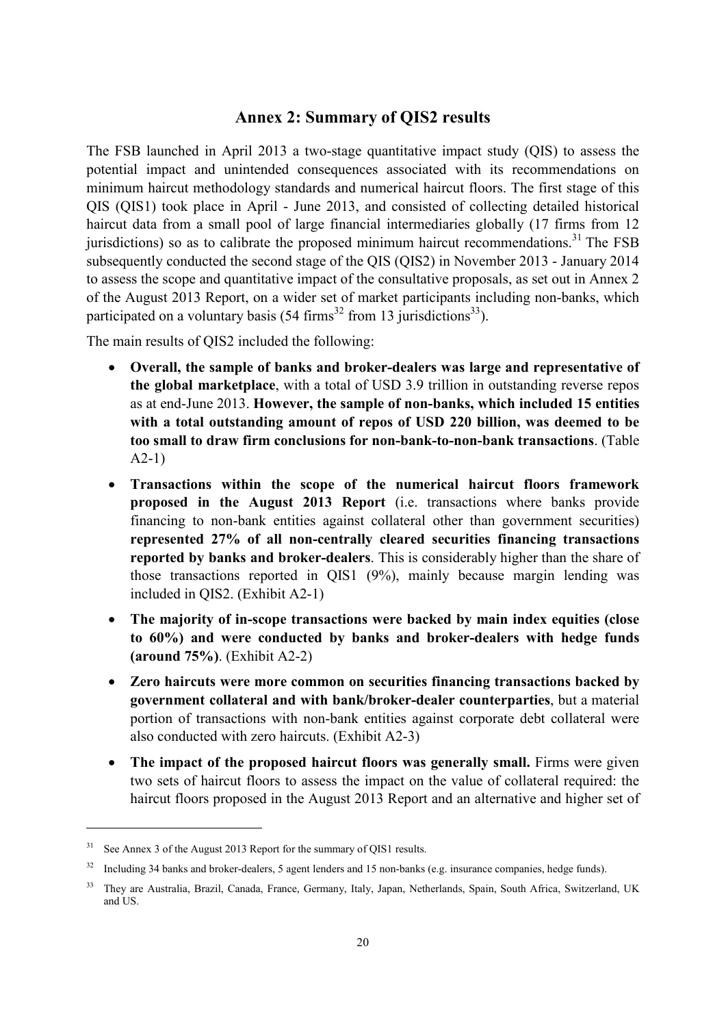## Annex 2: Summary of QIS2 results

The FSB launched in April 2013 a two-stage quantitative impact study (QIS) to assess the potential impact and unintended consequences associated with its recommendations on minimum haircut methodology standards and numerical haircut floors. The first stage of this QIS (QIS1) took place in April - June 2013, and consisted of collecting detailed historical haircut data from a small pool of large financial intermediaries globally (17 firms from 12 jurisdictions) so as to calibrate the proposed minimum haircut recommendations.[31] The FSB subsequently conducted the second stage of the QIS (QIS2) in November 2013 - January 2014 to assess the scope and quantitative impact of the consultative proposals, as set out in Annex 2 of the August 2013 Report, on a wider set of market participants including non-banks, which participated on a voluntary basis (54 firms[32] from 13 jurisdictions[33]).

The main results of QIS2 included the following:

- **Overall, the sample of banks and broker-dealers was large and representative of the global marketplace**, with a total of USD 3.9 trillion in outstanding reverse repos as at end-June 2013. **However, the sample of non-banks, which included 15 entities with a total outstanding amount of repos of USD 220 billion, was deemed to be too small to draw firm conclusions for non-bank-to-non-bank transactions**. (Table A2-1)
- **Transactions within the scope of the numerical haircut floors framework proposed in the August 2013 Report** (i.e. transactions where banks provide financing to non-bank entities against collateral other than government securities) **represented 27% of all non-centrally cleared securities financing transactions reported by banks and broker-dealers**. This is considerably higher than the share of those transactions reported in QIS1 (9%), mainly because margin lending was included in QIS2. (Exhibit A2-1)
- **The majority of in-scope transactions were backed by main index equities (close to 60%) and were conducted by banks and broker-dealers with hedge funds (around 75%)**. (Exhibit A2-2)
- **Zero haircuts were more common on securities financing transactions backed by government collateral and with bank/broker-dealer counterparties**, but a material portion of transactions with non-bank entities against corporate debt collateral were also conducted with zero haircuts. (Exhibit A2-3)
- **The impact of the proposed haircut floors was generally small.** Firms were given two sets of haircut floors to assess the impact on the value of collateral required: the haircut floors proposed in the August 2013 Report and an alternative and higher set of

---

[31] See Annex 3 of the August 2013 Report for the summary of QIS1 results.

[32] Including 34 banks and broker-dealers, 5 agent lenders and 15 non-banks (e.g. insurance companies, hedge funds).

[33] They are Australia, Brazil, Canada, France, Germany, Italy, Japan, Netherlands, Spain, South Africa, Switzerland, UK and US.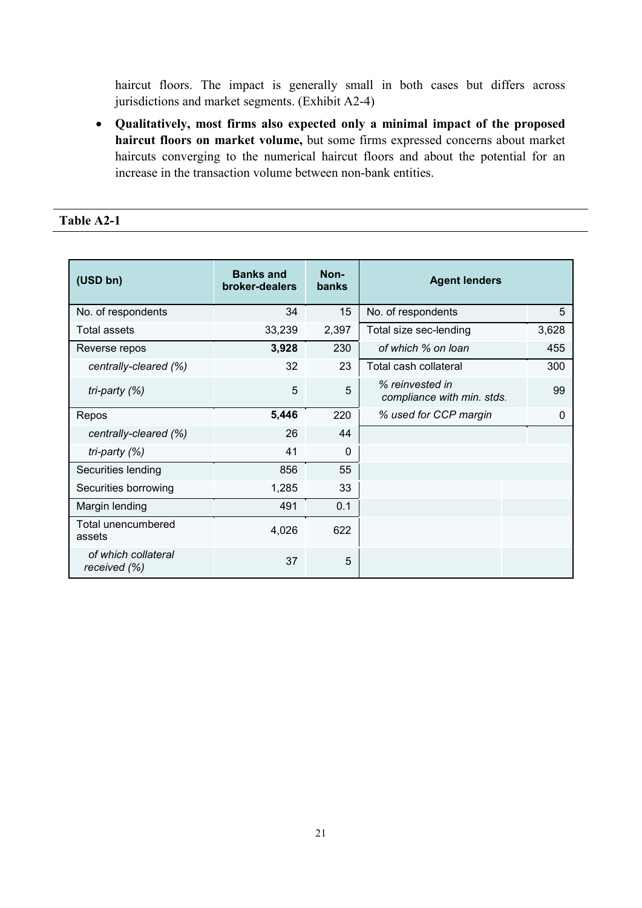haircut floors. The impact is generally small in both cases but differs across jurisdictions and market segments. (Exhibit A2-4)

- **Qualitatively, most firms also expected only a minimal impact of the proposed haircut floors on market volume,** but some firms expressed concerns about market haircuts converging to the numerical haircut floors and about the potential for an increase in the transaction volume between non-bank entities.

**Table A2-1**

| (USD bn) | Banks and broker-dealers | Non-banks | Agent lenders | |
|---|---|---|---|---|
| No. of respondents | 34 | 15 | No. of respondents | 5 |
| Total assets | 33,239 | 2,397 | Total size sec-lending | 3,628 |
| Reverse repos | **3,928** | 230 | *of which % on loan* | 455 |
| *centrally-cleared (%)* | 32 | 23 | Total cash collateral | 300 |
| *tri-party (%)* | 5 | 5 | *% reinvested in compliance with min. stds.* | 99 |
| Repos | **5,446** | 220 | *% used for CCP margin* | 0 |
| *centrally-cleared (%)* | 26 | 44 | | |
| *tri-party (%)* | 41 | 0 | | |
| Securities lending | 856 | 55 | | |
| Securities borrowing | 1,285 | 33 | | |
| Margin lending | 491 | 0.1 | | |
| Total unencumbered assets | 4,026 | 622 | | |
| *of which collateral received (%)* | 37 | 5 | | |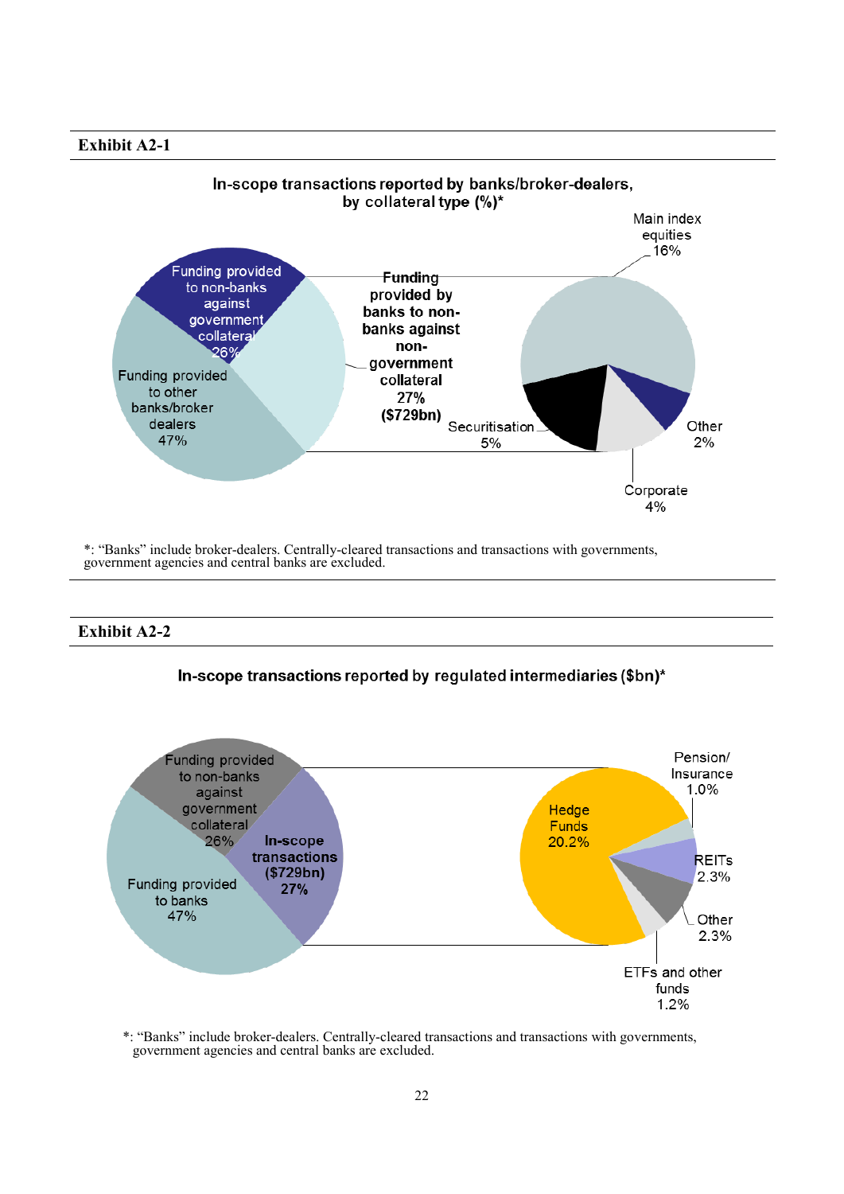**Exhibit A2-1**

**In-scope transactions reported by banks/broker-dealers, by collateral type (%)***

Funding provided to non-banks against government collateral 26%

Funding provided to other banks/broker dealers 47%

**Funding provided by banks to non-banks against non-government collateral 27% ($729bn)**

Main index equities 16%

Securitisation 5%

Corporate 4%

Other 2%

*: "Banks" include broker-dealers. Centrally-cleared transactions and transactions with governments, government agencies and central banks are excluded.

**Exhibit A2-2**

**In-scope transactions reported by regulated intermediaries ($bn)***

Funding provided to non-banks against government collateral 26%

Funding provided to banks 47%

**In-scope transactions ($729bn) 27%**

Hedge Funds 20.2%

Pension/ Insurance 1.0%

REITs 2.3%

Other 2.3%

ETFs and other funds 1.2%

*: "Banks" include broker-dealers. Centrally-cleared transactions and transactions with governments, government agencies and central banks are excluded.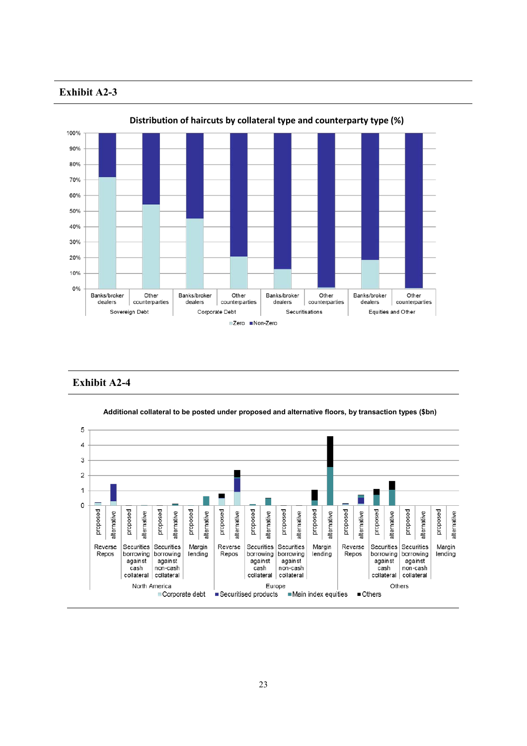## Exhibit A2-3

**Distribution of haircuts by collateral type and counterparty type (%)**

## Exhibit A2-4

**Additional collateral to be posted under proposed and alternative floors, by transaction types ($bn)**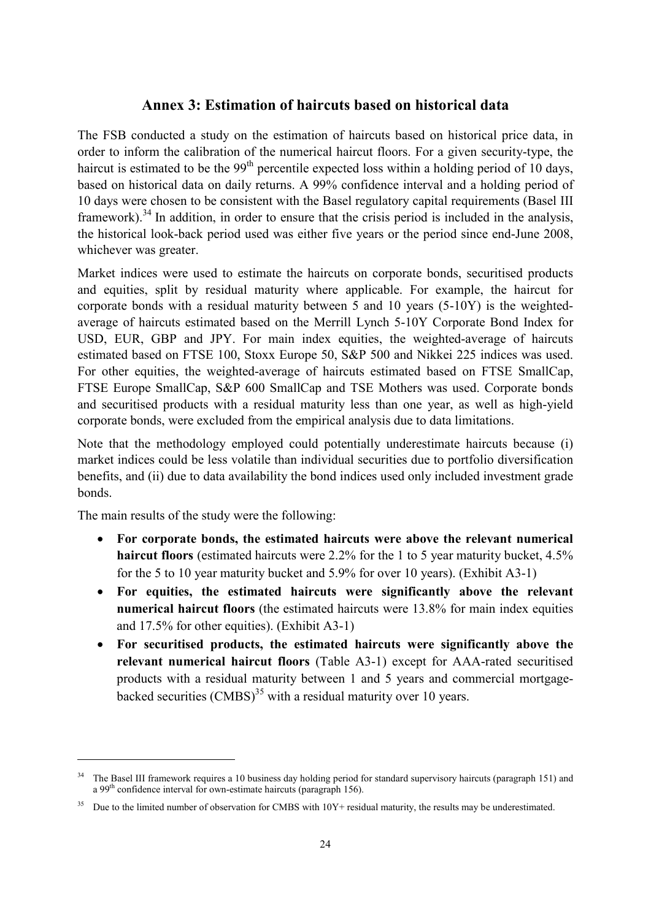## Annex 3: Estimation of haircuts based on historical data

The FSB conducted a study on the estimation of haircuts based on historical price data, in order to inform the calibration of the numerical haircut floors. For a given security-type, the haircut is estimated to be the 99th percentile expected loss within a holding period of 10 days, based on historical data on daily returns. A 99% confidence interval and a holding period of 10 days were chosen to be consistent with the Basel regulatory capital requirements (Basel III framework).[34] In addition, in order to ensure that the crisis period is included in the analysis, the historical look-back period used was either five years or the period since end-June 2008, whichever was greater.

Market indices were used to estimate the haircuts on corporate bonds, securitised products and equities, split by residual maturity where applicable. For example, the haircut for corporate bonds with a residual maturity between 5 and 10 years (5-10Y) is the weighted-average of haircuts estimated based on the Merrill Lynch 5-10Y Corporate Bond Index for USD, EUR, GBP and JPY. For main index equities, the weighted-average of haircuts estimated based on FTSE 100, Stoxx Europe 50, S&P 500 and Nikkei 225 indices was used. For other equities, the weighted-average of haircuts estimated based on FTSE SmallCap, FTSE Europe SmallCap, S&P 600 SmallCap and TSE Mothers was used. Corporate bonds and securitised products with a residual maturity less than one year, as well as high-yield corporate bonds, were excluded from the empirical analysis due to data limitations.

Note that the methodology employed could potentially underestimate haircuts because (i) market indices could be less volatile than individual securities due to portfolio diversification benefits, and (ii) due to data availability the bond indices used only included investment grade bonds.

The main results of the study were the following:

- **For corporate bonds, the estimated haircuts were above the relevant numerical haircut floors** (estimated haircuts were 2.2% for the 1 to 5 year maturity bucket, 4.5% for the 5 to 10 year maturity bucket and 5.9% for over 10 years). (Exhibit A3-1)
- **For equities, the estimated haircuts were significantly above the relevant numerical haircut floors** (the estimated haircuts were 13.8% for main index equities and 17.5% for other equities). (Exhibit A3-1)
- **For securitised products, the estimated haircuts were significantly above the relevant numerical haircut floors** (Table A3-1) except for AAA-rated securitised products with a residual maturity between 1 and 5 years and commercial mortgage-backed securities (CMBS)[35] with a residual maturity over 10 years.

---

[34] The Basel III framework requires a 10 business day holding period for standard supervisory haircuts (paragraph 151) and a 99th confidence interval for own-estimate haircuts (paragraph 156).

[35] Due to the limited number of observation for CMBS with 10Y+ residual maturity, the results may be underestimated.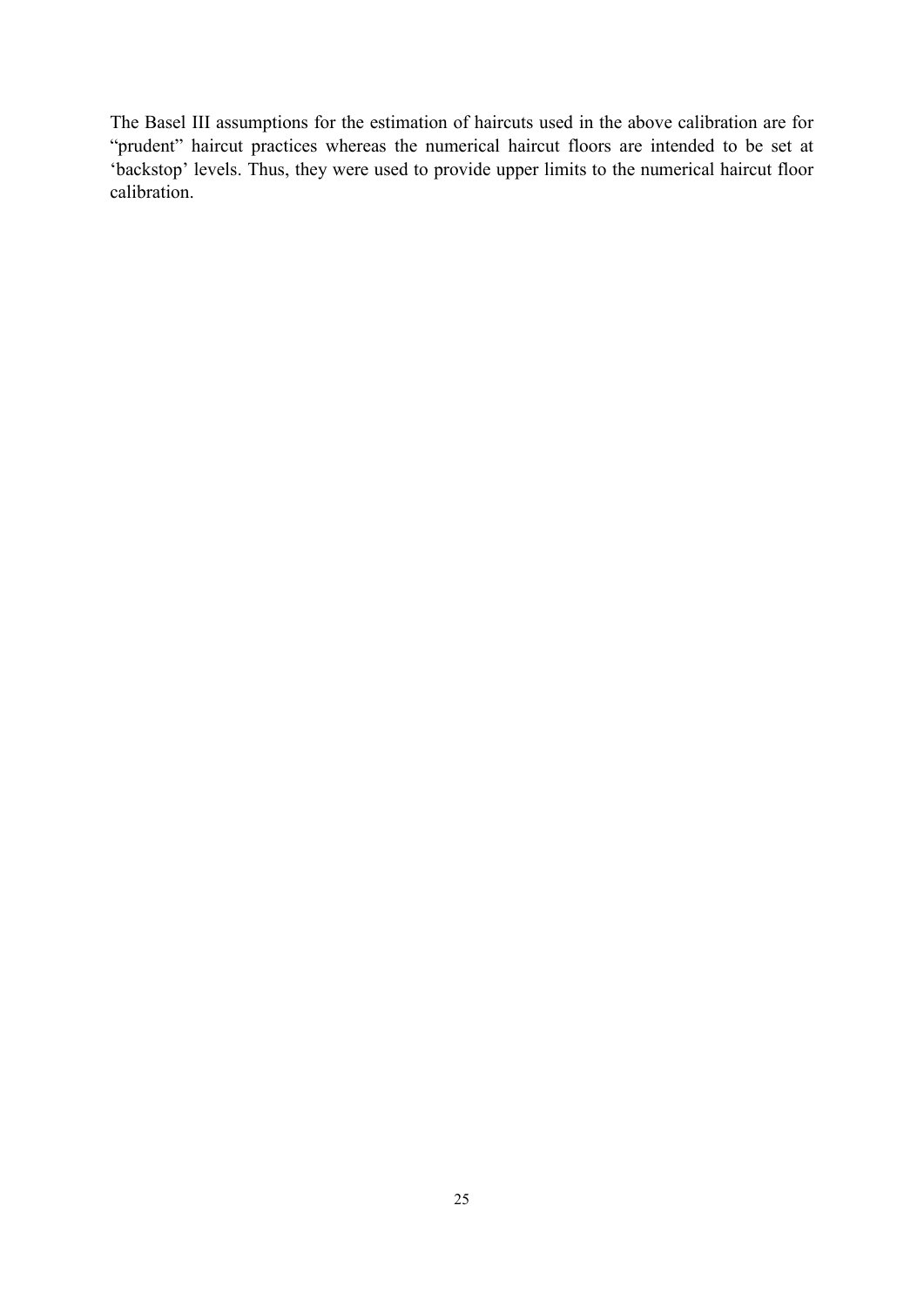The Basel III assumptions for the estimation of haircuts used in the above calibration are for "prudent" haircut practices whereas the numerical haircut floors are intended to be set at 'backstop' levels. Thus, they were used to provide upper limits to the numerical haircut floor calibration.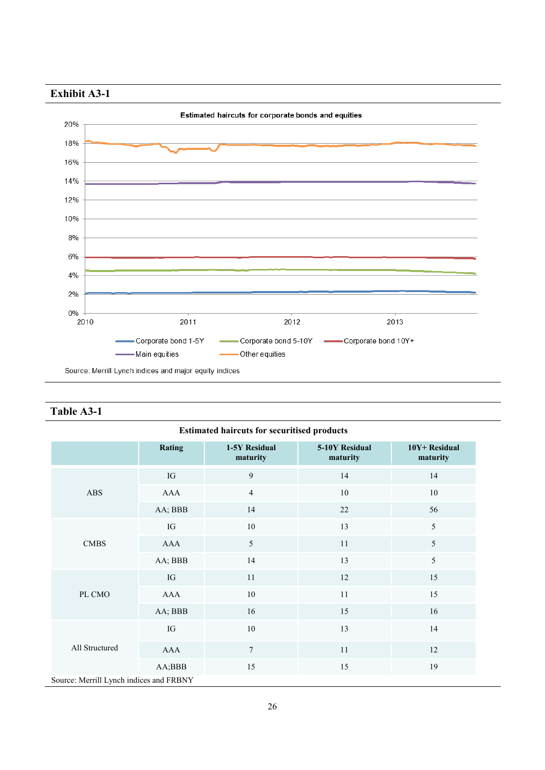## Exhibit A3-1

**Estimated haircuts for corporate bonds and equities**

Source: Merrill Lynch indices and major equity indices

## Table A3-1

**Estimated haircuts for securitised products**

| | Rating | 1-5Y Residual maturity | 5-10Y Residual maturity | 10Y+ Residual maturity |
|---|---|---|---|---|
| ABS | IG | 9 | 14 | 14 |
| | AAA | 4 | 10 | 10 |
| | AA; BBB | 14 | 22 | 56 |
| CMBS | IG | 10 | 13 | 5 |
| | AAA | 5 | 11 | 5 |
| | AA; BBB | 14 | 13 | 5 |
| PL CMO | IG | 11 | 12 | 15 |
| | AAA | 10 | 11 | 15 |
| | AA; BBB | 16 | 15 | 16 |
| All Structured | IG | 10 | 13 | 14 |
| | AAA | 7 | 11 | 12 |
| | AA;BBB | 15 | 15 | 19 |

Source: Merrill Lynch indices and FRBNY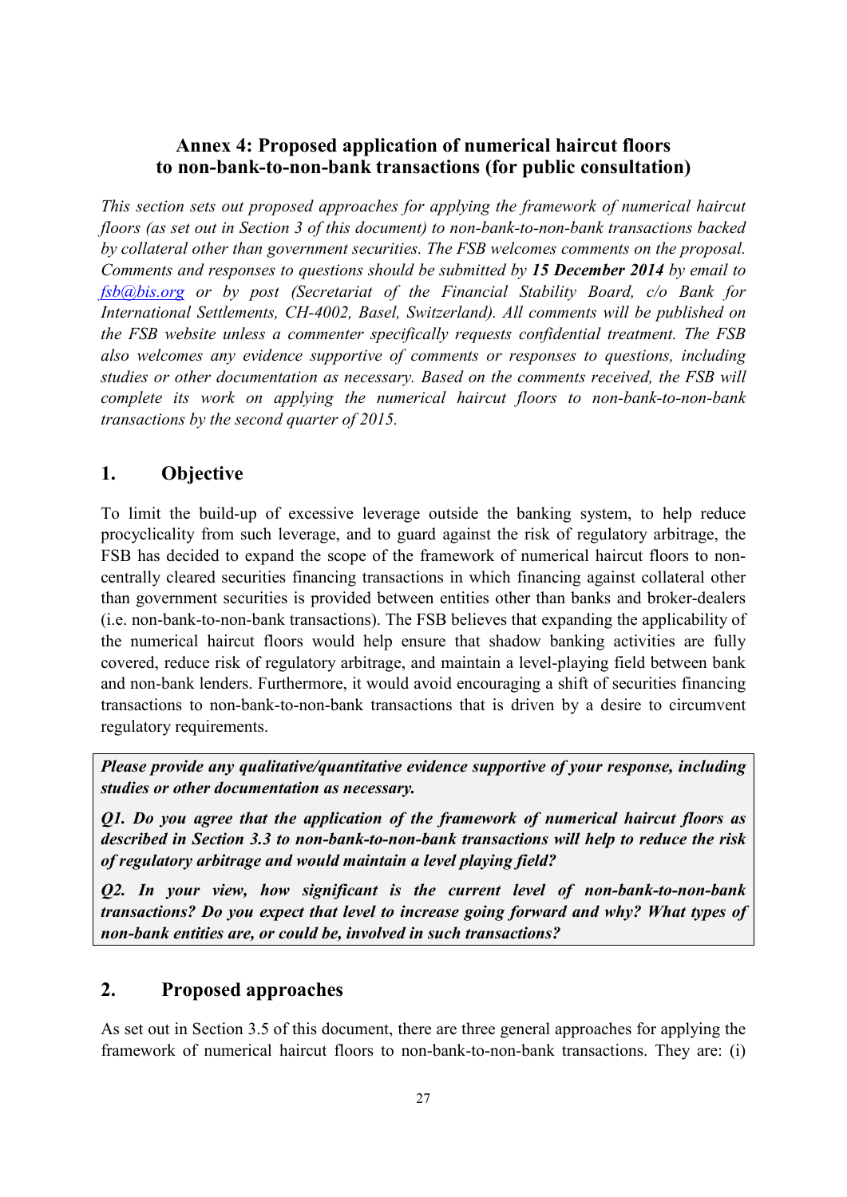## Annex 4: Proposed application of numerical haircut floors to non-bank-to-non-bank transactions (for public consultation)

*This section sets out proposed approaches for applying the framework of numerical haircut floors (as set out in Section 3 of this document) to non-bank-to-non-bank transactions backed by collateral other than government securities. The FSB welcomes comments on the proposal. Comments and responses to questions should be submitted by **15 December 2014** by email to [fsb@bis.org](mailto:fsb@bis.org) or by post (Secretariat of the Financial Stability Board, c/o Bank for International Settlements, CH-4002, Basel, Switzerland). All comments will be published on the FSB website unless a commenter specifically requests confidential treatment. The FSB also welcomes any evidence supportive of comments or responses to questions, including studies or other documentation as necessary. Based on the comments received, the FSB will complete its work on applying the numerical haircut floors to non-bank-to-non-bank transactions by the second quarter of 2015.*

## 1. Objective

To limit the build-up of excessive leverage outside the banking system, to help reduce procyclicality from such leverage, and to guard against the risk of regulatory arbitrage, the FSB has decided to expand the scope of the framework of numerical haircut floors to non-centrally cleared securities financing transactions in which financing against collateral other than government securities is provided between entities other than banks and broker-dealers (i.e. non-bank-to-non-bank transactions). The FSB believes that expanding the applicability of the numerical haircut floors would help ensure that shadow banking activities are fully covered, reduce risk of regulatory arbitrage, and maintain a level-playing field between bank and non-bank lenders. Furthermore, it would avoid encouraging a shift of securities financing transactions to non-bank-to-non-bank transactions that is driven by a desire to circumvent regulatory requirements.

> ***Please provide any qualitative/quantitative evidence supportive of your response, including studies or other documentation as necessary.***
>
> ***Q1. Do you agree that the application of the framework of numerical haircut floors as described in Section 3.3 to non-bank-to-non-bank transactions will help to reduce the risk of regulatory arbitrage and would maintain a level playing field?***
>
> ***Q2. In your view, how significant is the current level of non-bank-to-non-bank transactions? Do you expect that level to increase going forward and why? What types of non-bank entities are, or could be, involved in such transactions?***

## 2. Proposed approaches

As set out in Section 3.5 of this document, there are three general approaches for applying the framework of numerical haircut floors to non-bank-to-non-bank transactions. They are: (i)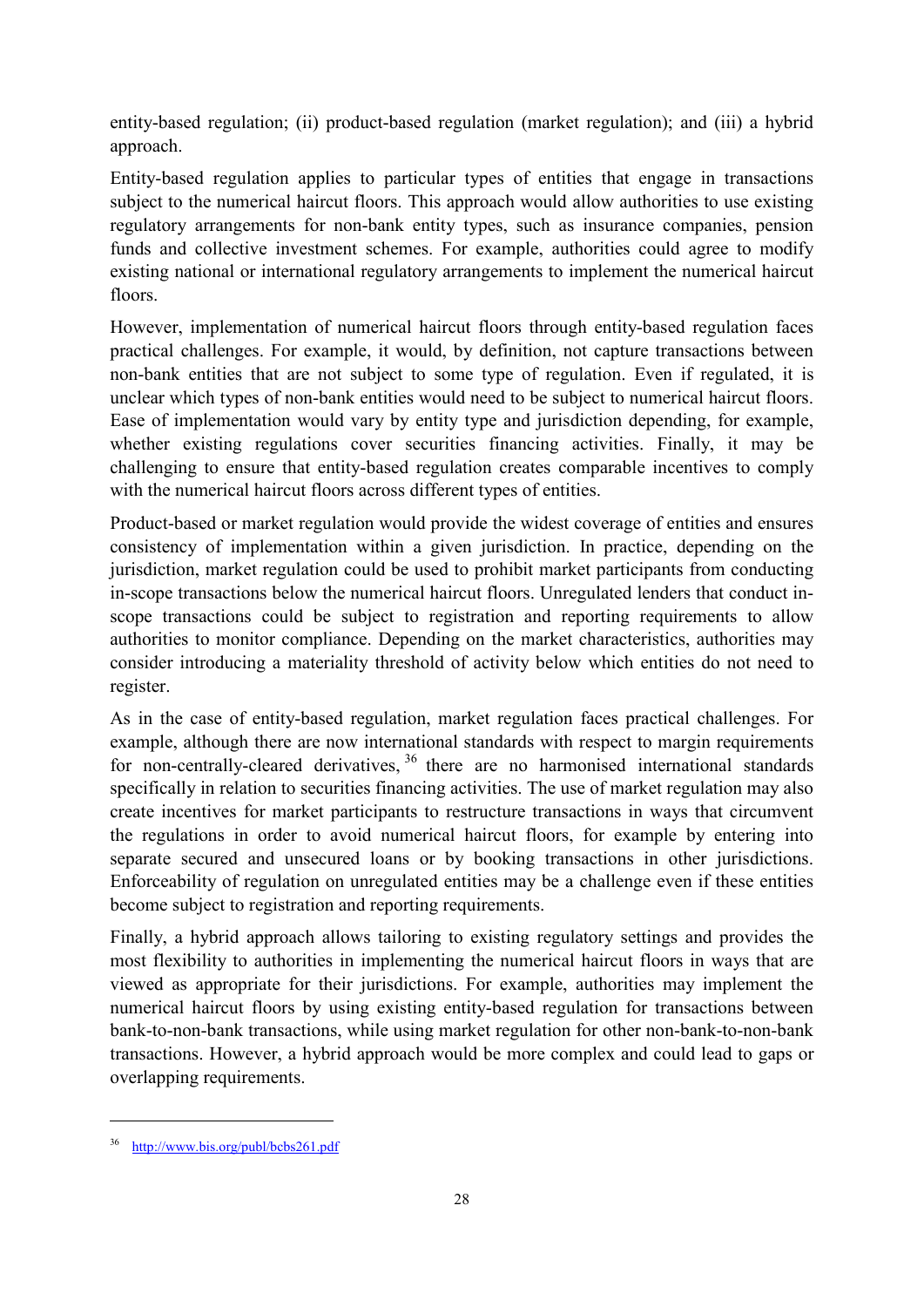entity-based regulation; (ii) product-based regulation (market regulation); and (iii) a hybrid approach.

Entity-based regulation applies to particular types of entities that engage in transactions subject to the numerical haircut floors. This approach would allow authorities to use existing regulatory arrangements for non-bank entity types, such as insurance companies, pension funds and collective investment schemes. For example, authorities could agree to modify existing national or international regulatory arrangements to implement the numerical haircut floors.

However, implementation of numerical haircut floors through entity-based regulation faces practical challenges. For example, it would, by definition, not capture transactions between non-bank entities that are not subject to some type of regulation. Even if regulated, it is unclear which types of non-bank entities would need to be subject to numerical haircut floors. Ease of implementation would vary by entity type and jurisdiction depending, for example, whether existing regulations cover securities financing activities. Finally, it may be challenging to ensure that entity-based regulation creates comparable incentives to comply with the numerical haircut floors across different types of entities.

Product-based or market regulation would provide the widest coverage of entities and ensures consistency of implementation within a given jurisdiction. In practice, depending on the jurisdiction, market regulation could be used to prohibit market participants from conducting in-scope transactions below the numerical haircut floors. Unregulated lenders that conduct in-scope transactions could be subject to registration and reporting requirements to allow authorities to monitor compliance. Depending on the market characteristics, authorities may consider introducing a materiality threshold of activity below which entities do not need to register.

As in the case of entity-based regulation, market regulation faces practical challenges. For example, although there are now international standards with respect to margin requirements for non-centrally-cleared derivatives,[36] there are no harmonised international standards specifically in relation to securities financing activities. The use of market regulation may also create incentives for market participants to restructure transactions in ways that circumvent the regulations in order to avoid numerical haircut floors, for example by entering into separate secured and unsecured loans or by booking transactions in other jurisdictions. Enforceability of regulation on unregulated entities may be a challenge even if these entities become subject to registration and reporting requirements.

Finally, a hybrid approach allows tailoring to existing regulatory settings and provides the most flexibility to authorities in implementing the numerical haircut floors in ways that are viewed as appropriate for their jurisdictions. For example, authorities may implement the numerical haircut floors by using existing entity-based regulation for transactions between bank-to-non-bank transactions, while using market regulation for other non-bank-to-non-bank transactions. However, a hybrid approach would be more complex and could lead to gaps or overlapping requirements.

---

[36] http://www.bis.org/publ/bcbs261.pdf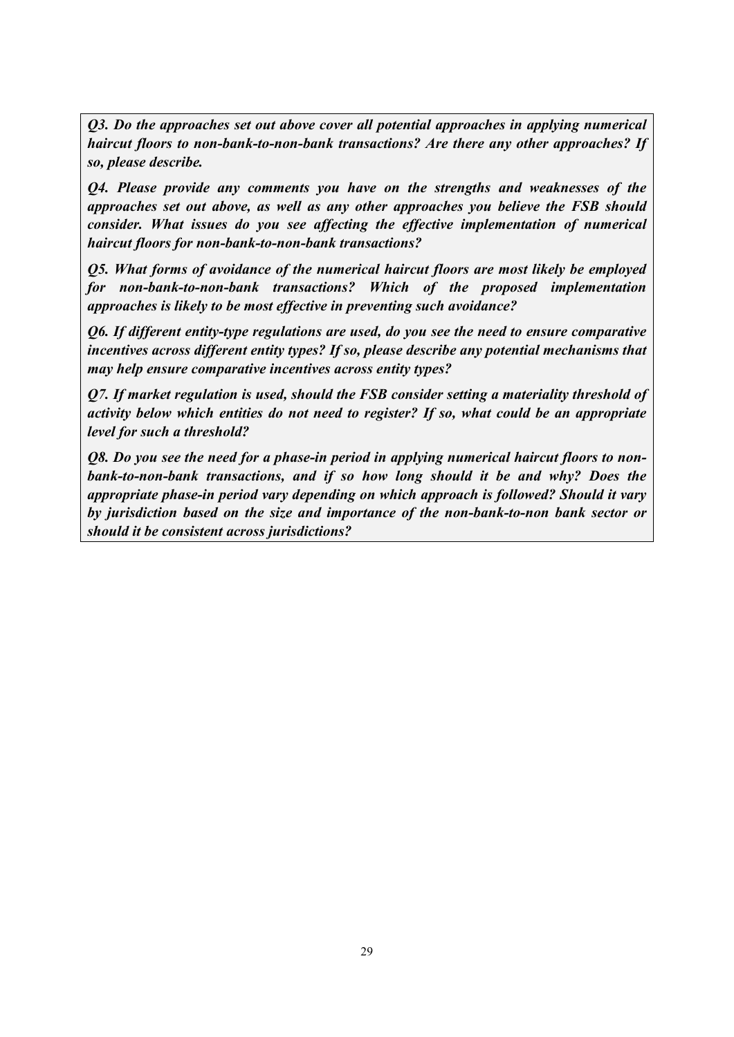***Q3. Do the approaches set out above cover all potential approaches in applying numerical haircut floors to non-bank-to-non-bank transactions? Are there any other approaches? If so, please describe.***

***Q4. Please provide any comments you have on the strengths and weaknesses of the approaches set out above, as well as any other approaches you believe the FSB should consider. What issues do you see affecting the effective implementation of numerical haircut floors for non-bank-to-non-bank transactions?***

***Q5. What forms of avoidance of the numerical haircut floors are most likely be employed for non-bank-to-non-bank transactions? Which of the proposed implementation approaches is likely to be most effective in preventing such avoidance?***

***Q6. If different entity-type regulations are used, do you see the need to ensure comparative incentives across different entity types? If so, please describe any potential mechanisms that may help ensure comparative incentives across entity types?***

***Q7. If market regulation is used, should the FSB consider setting a materiality threshold of activity below which entities do not need to register? If so, what could be an appropriate level for such a threshold?***

***Q8. Do you see the need for a phase-in period in applying numerical haircut floors to non-bank-to-non-bank transactions, and if so how long should it be and why? Does the appropriate phase-in period vary depending on which approach is followed? Should it vary by jurisdiction based on the size and importance of the non-bank-to-non bank sector or should it be consistent across jurisdictions?***